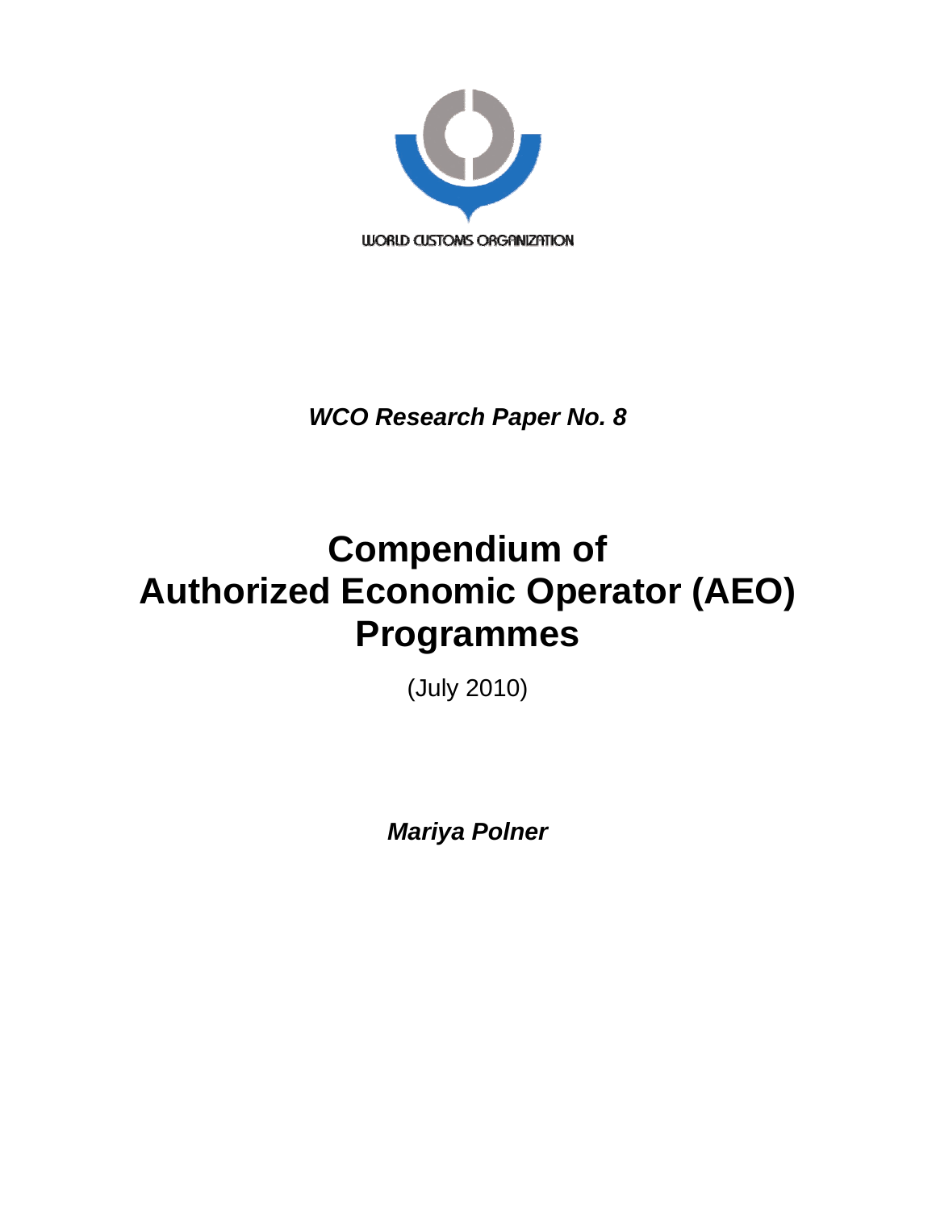WORLD CUSTOMS ORGANIZATION

***WCO Research Paper No. 8***

# Compendium of Authorized Economic Operator (AEO) Programmes

(July 2010)

***Mariya Polner***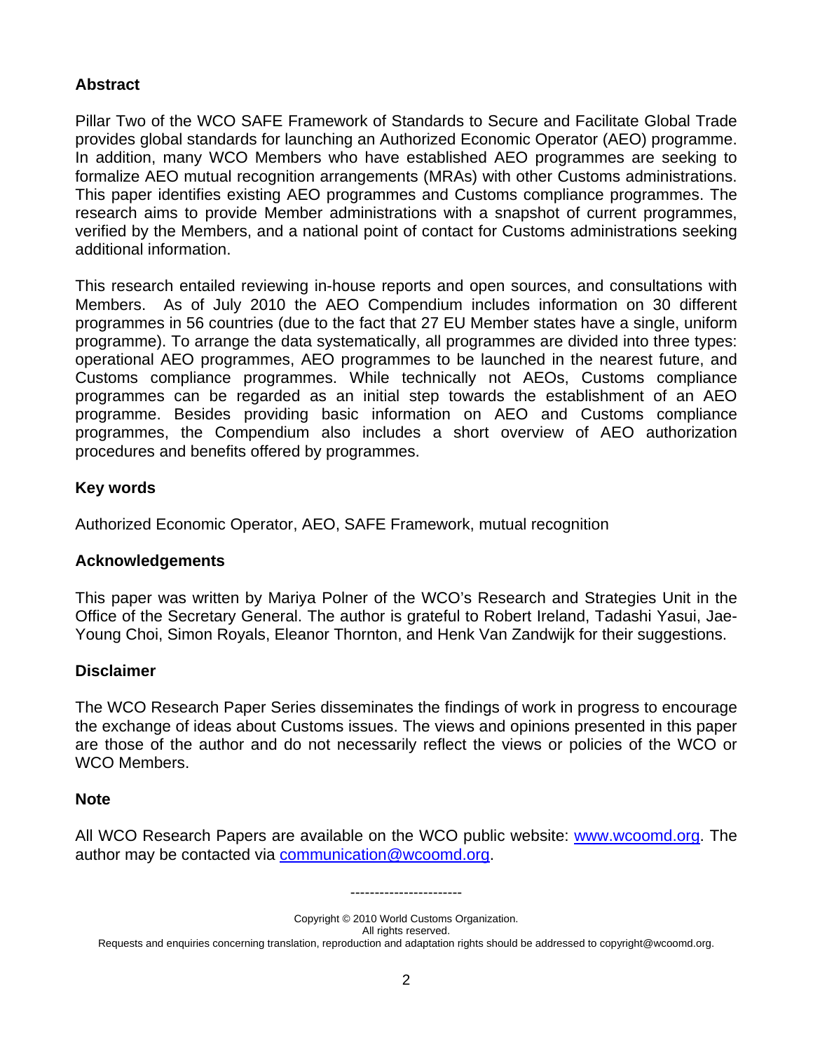## Abstract

Pillar Two of the WCO SAFE Framework of Standards to Secure and Facilitate Global Trade provides global standards for launching an Authorized Economic Operator (AEO) programme. In addition, many WCO Members who have established AEO programmes are seeking to formalize AEO mutual recognition arrangements (MRAs) with other Customs administrations. This paper identifies existing AEO programmes and Customs compliance programmes. The research aims to provide Member administrations with a snapshot of current programmes, verified by the Members, and a national point of contact for Customs administrations seeking additional information.

This research entailed reviewing in-house reports and open sources, and consultations with Members. As of July 2010 the AEO Compendium includes information on 30 different programmes in 56 countries (due to the fact that 27 EU Member states have a single, uniform programme). To arrange the data systematically, all programmes are divided into three types: operational AEO programmes, AEO programmes to be launched in the nearest future, and Customs compliance programmes. While technically not AEOs, Customs compliance programmes can be regarded as an initial step towards the establishment of an AEO programme. Besides providing basic information on AEO and Customs compliance programmes, the Compendium also includes a short overview of AEO authorization procedures and benefits offered by programmes.

## Key words

Authorized Economic Operator, AEO, SAFE Framework, mutual recognition

## Acknowledgements

This paper was written by Mariya Polner of the WCO's Research and Strategies Unit in the Office of the Secretary General. The author is grateful to Robert Ireland, Tadashi Yasui, Jae-Young Choi, Simon Royals, Eleanor Thornton, and Henk Van Zandwijk for their suggestions.

## Disclaimer

The WCO Research Paper Series disseminates the findings of work in progress to encourage the exchange of ideas about Customs issues. The views and opinions presented in this paper are those of the author and do not necessarily reflect the views or policies of the WCO or WCO Members.

## Note

All WCO Research Papers are available on the WCO public website: [www.wcoomd.org](http://www.wcoomd.org). The author may be contacted via [communication@wcoomd.org](mailto:communication@wcoomd.org).

-----------------------

Copyright © 2010 World Customs Organization.
All rights reserved.
Requests and enquiries concerning translation, reproduction and adaptation rights should be addressed to copyright@wcoomd.org.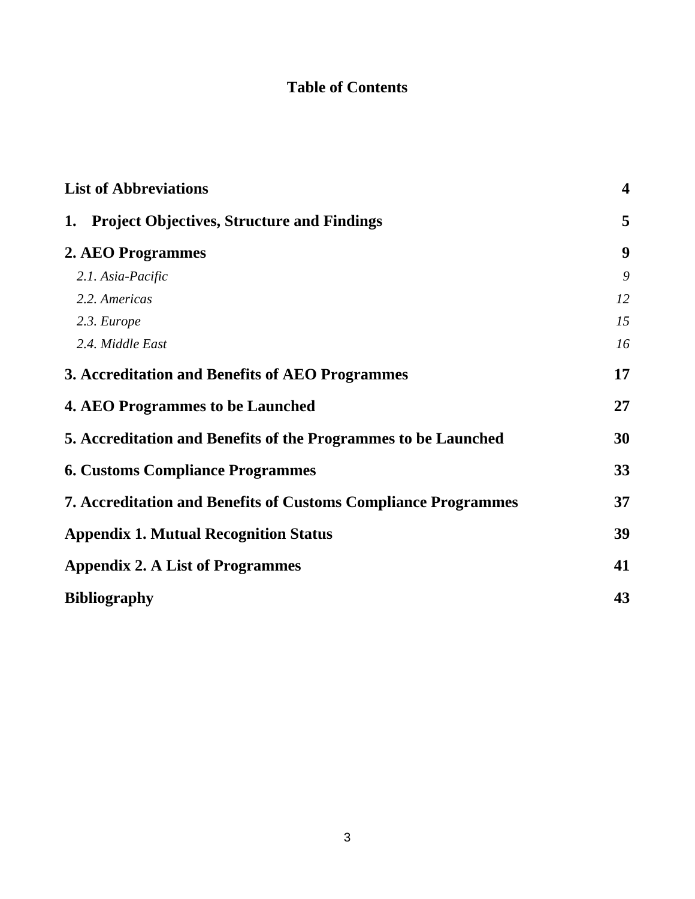# Table of Contents

| | |
|---|---|
| **List of Abbreviations** | **4** |
| **1. Project Objectives, Structure and Findings** | **5** |
| **2. AEO Programmes** | **9** |
| *2.1. Asia-Pacific* | *9* |
| *2.2. Americas* | *12* |
| *2.3. Europe* | *15* |
| *2.4. Middle East* | *16* |
| **3. Accreditation and Benefits of AEO Programmes** | **17** |
| **4. AEO Programmes to be Launched** | **27** |
| **5. Accreditation and Benefits of the Programmes to be Launched** | **30** |
| **6. Customs Compliance Programmes** | **33** |
| **7. Accreditation and Benefits of Customs Compliance Programmes** | **37** |
| **Appendix 1. Mutual Recognition Status** | **39** |
| **Appendix 2. A List of Programmes** | **41** |
| **Bibliography** | **43** |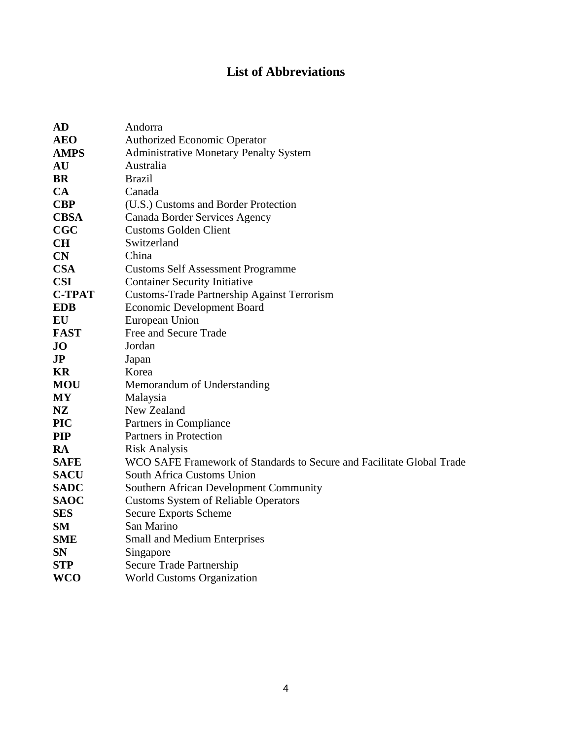# List of Abbreviations

| | |
|---|---|
| **AD** | Andorra |
| **AEO** | Authorized Economic Operator |
| **AMPS** | Administrative Monetary Penalty System |
| **AU** | Australia |
| **BR** | Brazil |
| **CA** | Canada |
| **CBP** | (U.S.) Customs and Border Protection |
| **CBSA** | Canada Border Services Agency |
| **CGC** | Customs Golden Client |
| **CH** | Switzerland |
| **CN** | China |
| **CSA** | Customs Self Assessment Programme |
| **CSI** | Container Security Initiative |
| **C-TPAT** | Customs-Trade Partnership Against Terrorism |
| **EDB** | Economic Development Board |
| **EU** | European Union |
| **FAST** | Free and Secure Trade |
| **JO** | Jordan |
| **JP** | Japan |
| **KR** | Korea |
| **MOU** | Memorandum of Understanding |
| **MY** | Malaysia |
| **NZ** | New Zealand |
| **PIC** | Partners in Compliance |
| **PIP** | Partners in Protection |
| **RA** | Risk Analysis |
| **SAFE** | WCO SAFE Framework of Standards to Secure and Facilitate Global Trade |
| **SACU** | South Africa Customs Union |
| **SADC** | Southern African Development Community |
| **SAOC** | Customs System of Reliable Operators |
| **SES** | Secure Exports Scheme |
| **SM** | San Marino |
| **SME** | Small and Medium Enterprises |
| **SN** | Singapore |
| **STP** | Secure Trade Partnership |
| **WCO** | World Customs Organization |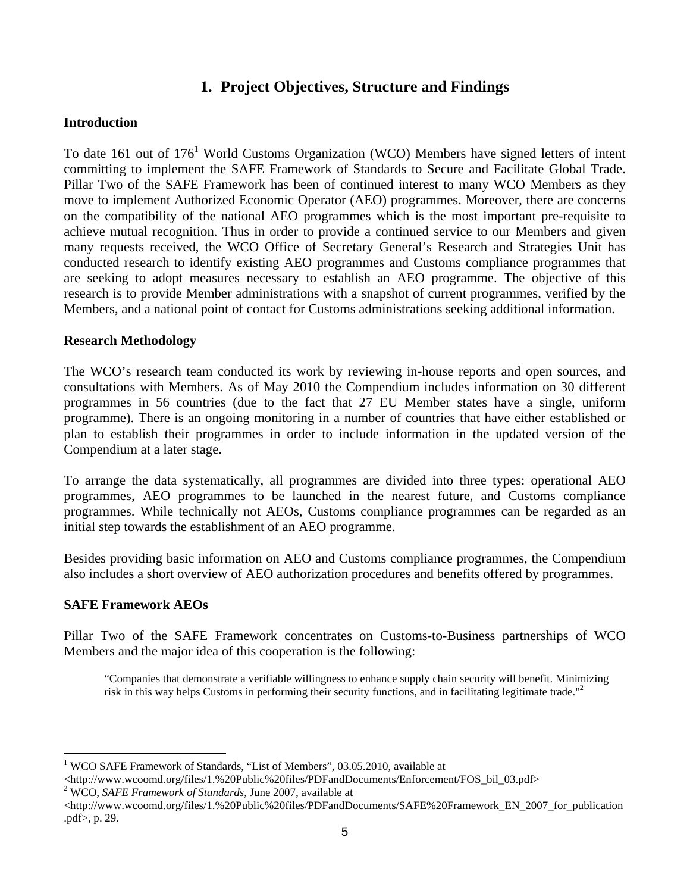# 1. Project Objectives, Structure and Findings

**Introduction**

To date 161 out of 176[1] World Customs Organization (WCO) Members have signed letters of intent committing to implement the SAFE Framework of Standards to Secure and Facilitate Global Trade. Pillar Two of the SAFE Framework has been of continued interest to many WCO Members as they move to implement Authorized Economic Operator (AEO) programmes. Moreover, there are concerns on the compatibility of the national AEO programmes which is the most important pre-requisite to achieve mutual recognition. Thus in order to provide a continued service to our Members and given many requests received, the WCO Office of Secretary General's Research and Strategies Unit has conducted research to identify existing AEO programmes and Customs compliance programmes that are seeking to adopt measures necessary to establish an AEO programme. The objective of this research is to provide Member administrations with a snapshot of current programmes, verified by the Members, and a national point of contact for Customs administrations seeking additional information.

**Research Methodology**

The WCO's research team conducted its work by reviewing in-house reports and open sources, and consultations with Members. As of May 2010 the Compendium includes information on 30 different programmes in 56 countries (due to the fact that 27 EU Member states have a single, uniform programme). There is an ongoing monitoring in a number of countries that have either established or plan to establish their programmes in order to include information in the updated version of the Compendium at a later stage.

To arrange the data systematically, all programmes are divided into three types: operational AEO programmes, AEO programmes to be launched in the nearest future, and Customs compliance programmes. While technically not AEOs, Customs compliance programmes can be regarded as an initial step towards the establishment of an AEO programme.

Besides providing basic information on AEO and Customs compliance programmes, the Compendium also includes a short overview of AEO authorization procedures and benefits offered by programmes.

**SAFE Framework AEOs**

Pillar Two of the SAFE Framework concentrates on Customs-to-Business partnerships of WCO Members and the major idea of this cooperation is the following:

> "Companies that demonstrate a verifiable willingness to enhance supply chain security will benefit. Minimizing risk in this way helps Customs in performing their security functions, and in facilitating legitimate trade."[2]

---

[1] WCO SAFE Framework of Standards, "List of Members", 03.05.2010, available at <http://www.wcoomd.org/files/1.%20Public%20files/PDFandDocuments/Enforcement/FOS_bil_03.pdf>

[2] WCO, *SAFE Framework of Standards*, June 2007, available at <http://www.wcoomd.org/files/1.%20Public%20files/PDFandDocuments/SAFE%20Framework_EN_2007_for_publication.pdf>, p. 29.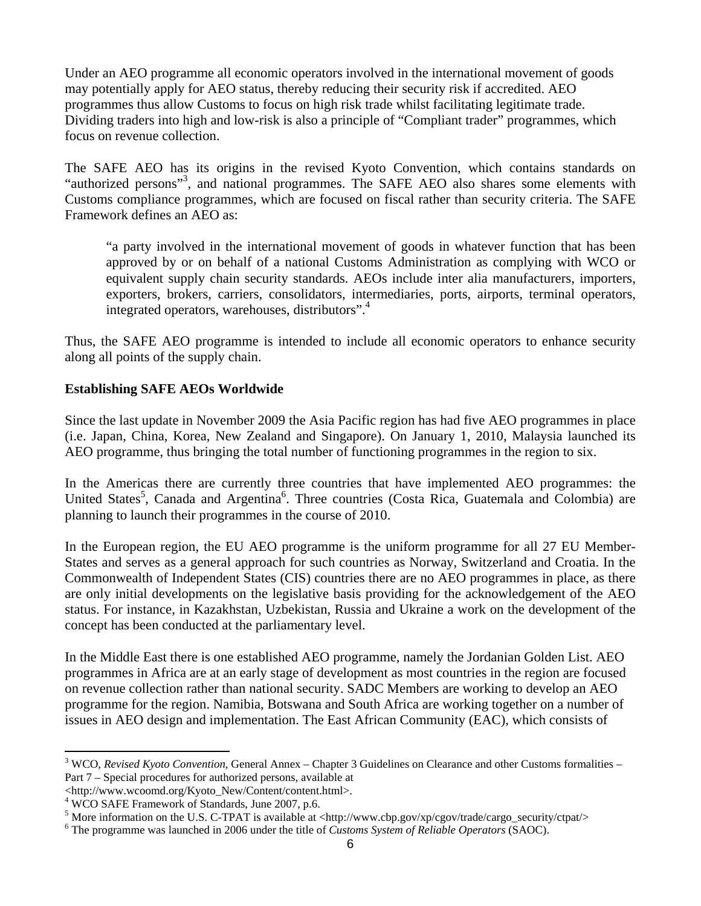Under an AEO programme all economic operators involved in the international movement of goods may potentially apply for AEO status, thereby reducing their security risk if accredited. AEO programmes thus allow Customs to focus on high risk trade whilst facilitating legitimate trade. Dividing traders into high and low-risk is also a principle of "Compliant trader" programmes, which focus on revenue collection.

The SAFE AEO has its origins in the revised Kyoto Convention, which contains standards on "authorized persons"[3], and national programmes. The SAFE AEO also shares some elements with Customs compliance programmes, which are focused on fiscal rather than security criteria. The SAFE Framework defines an AEO as:

> "a party involved in the international movement of goods in whatever function that has been approved by or on behalf of a national Customs Administration as complying with WCO or equivalent supply chain security standards. AEOs include inter alia manufacturers, importers, exporters, brokers, carriers, consolidators, intermediaries, ports, airports, terminal operators, integrated operators, warehouses, distributors".[4]

Thus, the SAFE AEO programme is intended to include all economic operators to enhance security along all points of the supply chain.

**Establishing SAFE AEOs Worldwide**

Since the last update in November 2009 the Asia Pacific region has had five AEO programmes in place (i.e. Japan, China, Korea, New Zealand and Singapore). On January 1, 2010, Malaysia launched its AEO programme, thus bringing the total number of functioning programmes in the region to six.

In the Americas there are currently three countries that have implemented AEO programmes: the United States[5], Canada and Argentina[6]. Three countries (Costa Rica, Guatemala and Colombia) are planning to launch their programmes in the course of 2010.

In the European region, the EU AEO programme is the uniform programme for all 27 EU Member-States and serves as a general approach for such countries as Norway, Switzerland and Croatia. In the Commonwealth of Independent States (CIS) countries there are no AEO programmes in place, as there are only initial developments on the legislative basis providing for the acknowledgement of the AEO status. For instance, in Kazakhstan, Uzbekistan, Russia and Ukraine a work on the development of the concept has been conducted at the parliamentary level.

In the Middle East there is one established AEO programme, namely the Jordanian Golden List. AEO programmes in Africa are at an early stage of development as most countries in the region are focused on revenue collection rather than national security. SADC Members are working to develop an AEO programme for the region. Namibia, Botswana and South Africa are working together on a number of issues in AEO design and implementation. The East African Community (EAC), which consists of

---

[3] WCO, *Revised Kyoto Convention*, General Annex – Chapter 3 Guidelines on Clearance and other Customs formalities – Part 7 – Special procedures for authorized persons, available at <http://www.wcoomd.org/Kyoto_New/Content/content.html>.

[4] WCO SAFE Framework of Standards, June 2007, p.6.

[5] More information on the U.S. C-TPAT is available at <http://www.cbp.gov/xp/cgov/trade/cargo_security/ctpat/>

[6] The programme was launched in 2006 under the title of *Customs System of Reliable Operators* (SAOC).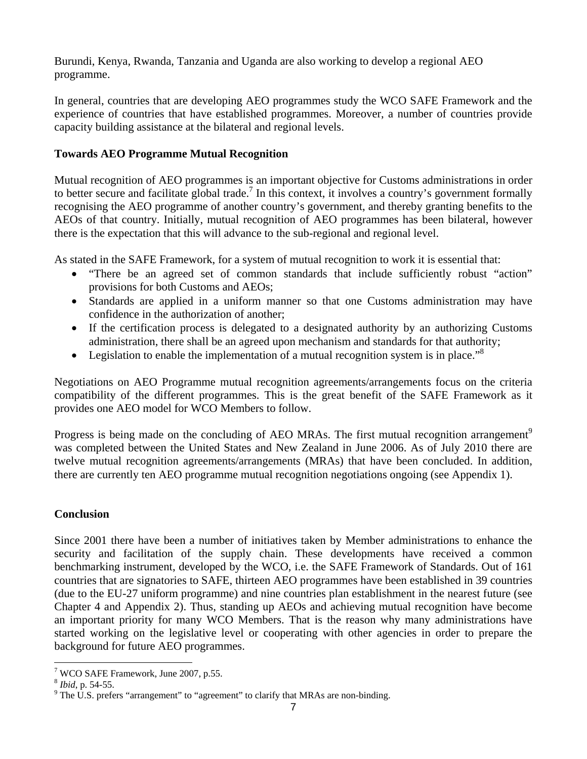Burundi, Kenya, Rwanda, Tanzania and Uganda are also working to develop a regional AEO programme.

In general, countries that are developing AEO programmes study the WCO SAFE Framework and the experience of countries that have established programmes. Moreover, a number of countries provide capacity building assistance at the bilateral and regional levels.

**Towards AEO Programme Mutual Recognition**

Mutual recognition of AEO programmes is an important objective for Customs administrations in order to better secure and facilitate global trade.[7] In this context, it involves a country's government formally recognising the AEO programme of another country's government, and thereby granting benefits to the AEOs of that country. Initially, mutual recognition of AEO programmes has been bilateral, however there is the expectation that this will advance to the sub-regional and regional level.

As stated in the SAFE Framework, for a system of mutual recognition to work it is essential that:

- "There be an agreed set of common standards that include sufficiently robust "action" provisions for both Customs and AEOs;
- Standards are applied in a uniform manner so that one Customs administration may have confidence in the authorization of another;
- If the certification process is delegated to a designated authority by an authorizing Customs administration, there shall be an agreed upon mechanism and standards for that authority;
- Legislation to enable the implementation of a mutual recognition system is in place."[8]

Negotiations on AEO Programme mutual recognition agreements/arrangements focus on the criteria compatibility of the different programmes. This is the great benefit of the SAFE Framework as it provides one AEO model for WCO Members to follow.

Progress is being made on the concluding of AEO MRAs. The first mutual recognition arrangement[9] was completed between the United States and New Zealand in June 2006. As of July 2010 there are twelve mutual recognition agreements/arrangements (MRAs) that have been concluded. In addition, there are currently ten AEO programme mutual recognition negotiations ongoing (see Appendix 1).

**Conclusion**

Since 2001 there have been a number of initiatives taken by Member administrations to enhance the security and facilitation of the supply chain. These developments have received a common benchmarking instrument, developed by the WCO, i.e. the SAFE Framework of Standards. Out of 161 countries that are signatories to SAFE, thirteen AEO programmes have been established in 39 countries (due to the EU-27 uniform programme) and nine countries plan establishment in the nearest future (see Chapter 4 and Appendix 2). Thus, standing up AEOs and achieving mutual recognition have become an important priority for many WCO Members. That is the reason why many administrations have started working on the legislative level or cooperating with other agencies in order to prepare the background for future AEO programmes.

[7] WCO SAFE Framework, June 2007, p.55.

[8] *Ibid*, p. 54-55.

[9] The U.S. prefers "arrangement" to "agreement" to clarify that MRAs are non-binding.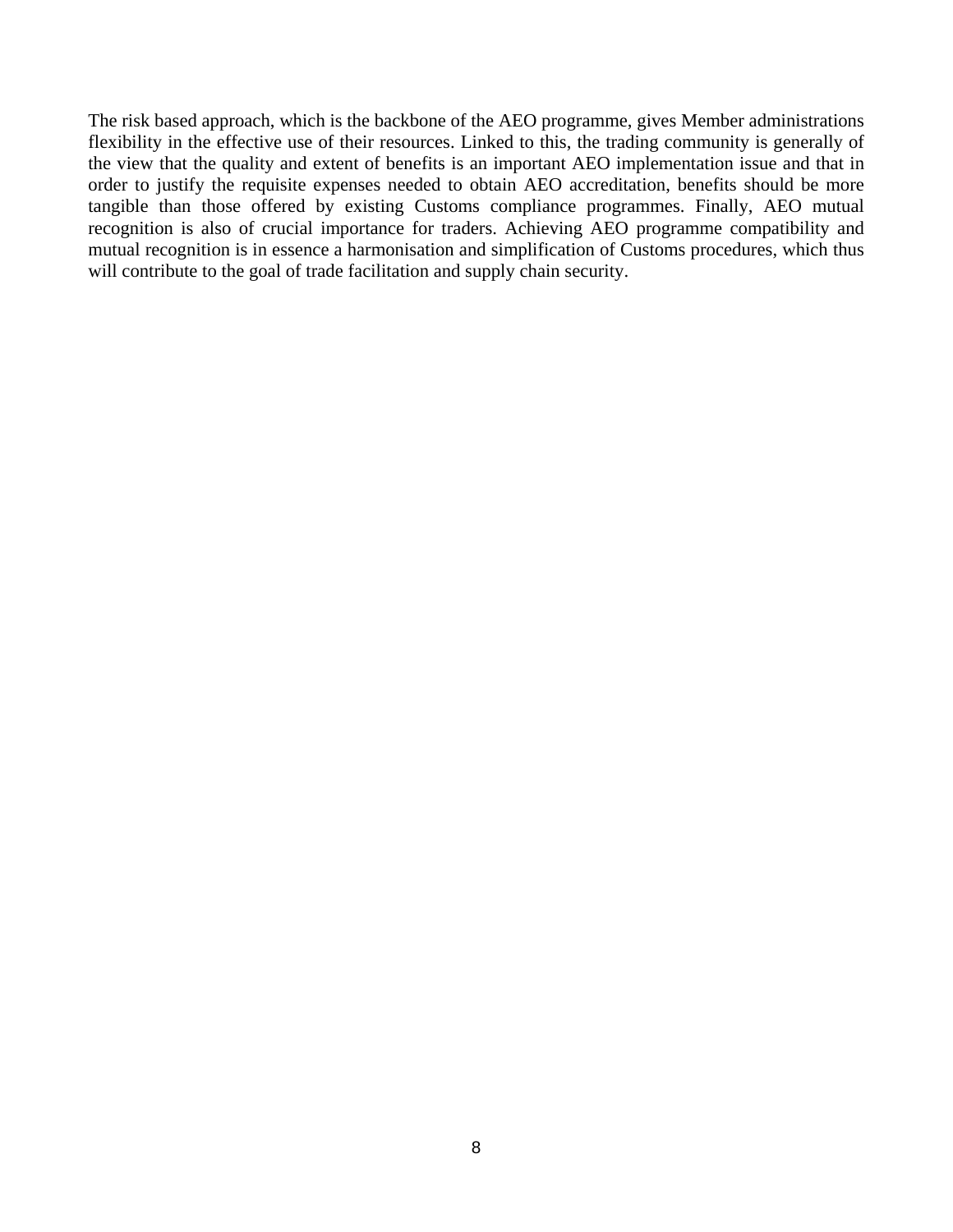The risk based approach, which is the backbone of the AEO programme, gives Member administrations flexibility in the effective use of their resources. Linked to this, the trading community is generally of the view that the quality and extent of benefits is an important AEO implementation issue and that in order to justify the requisite expenses needed to obtain AEO accreditation, benefits should be more tangible than those offered by existing Customs compliance programmes. Finally, AEO mutual recognition is also of crucial importance for traders. Achieving AEO programme compatibility and mutual recognition is in essence a harmonisation and simplification of Customs procedures, which thus will contribute to the goal of trade facilitation and supply chain security.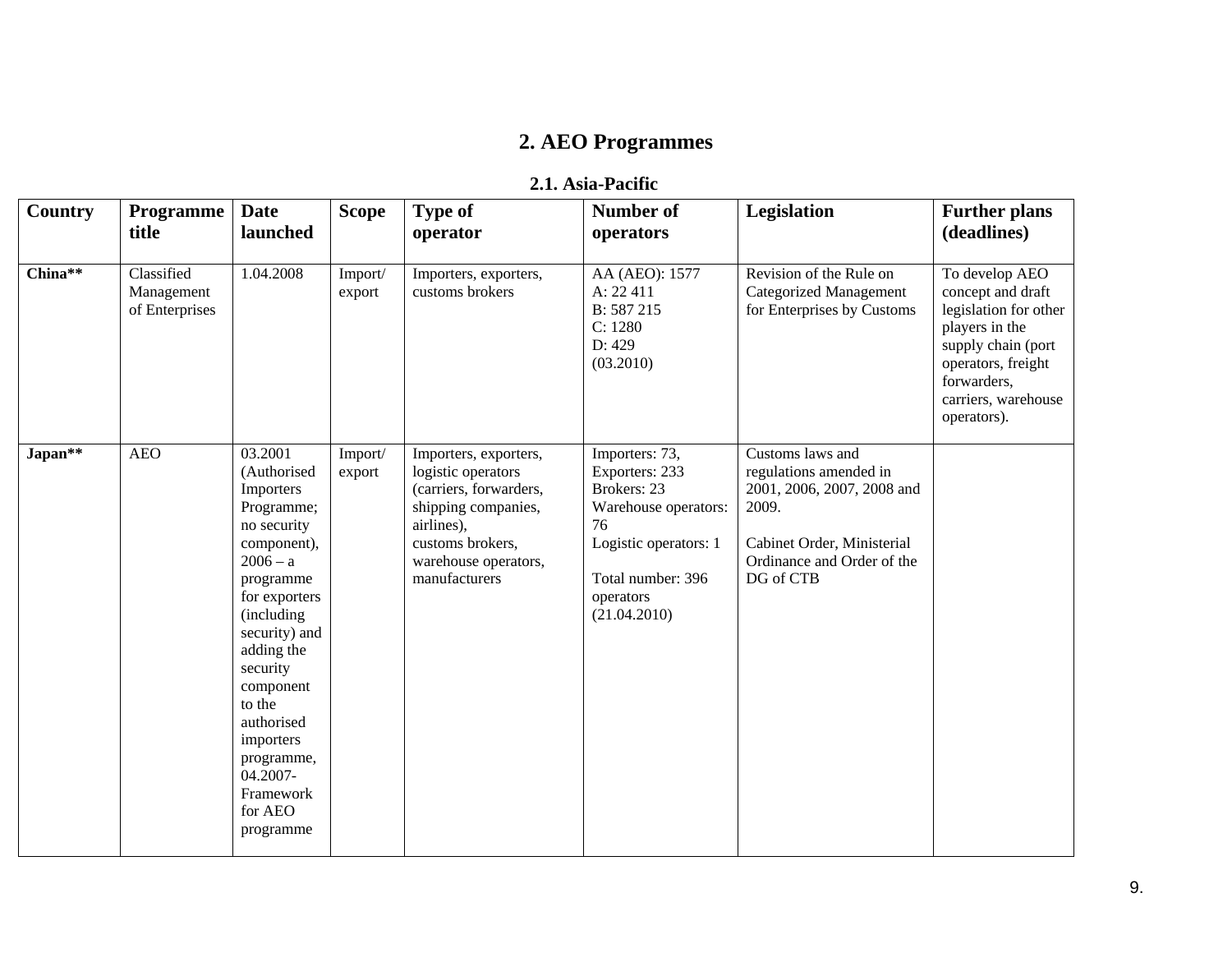## 2. AEO Programmes

### 2.1. Asia-Pacific

| Country | Programme title | Date launched | Scope | Type of operator | Number of operators | Legislation | Further plans (deadlines) |
|---|---|---|---|---|---|---|---|
| **China**** | Classified Management of Enterprises | 1.04.2008 | Import/ export | Importers, exporters, customs brokers | AA (AEO): 1577<br>A: 22 411<br>B: 587 215<br>C: 1280<br>D: 429<br>(03.2010) | Revision of the Rule on Categorized Management for Enterprises by Customs | To develop AEO concept and draft legislation for other players in the supply chain (port operators, freight forwarders, carriers, warehouse operators). |
| **Japan**** | AEO | 03.2001 (Authorised Importers Programme; no security component), 2006 – a programme for exporters (including security) and adding the security component to the authorised importers programme, 04.2007- Framework for AEO programme | Import/ export | Importers, exporters, logistic operators (carriers, forwarders, shipping companies, airlines), customs brokers, warehouse operators, manufacturers | Importers: 73,<br>Exporters: 233<br>Brokers: 23<br>Warehouse operators: 76<br>Logistic operators: 1<br><br>Total number: 396 operators<br>(21.04.2010) | Customs laws and regulations amended in 2001, 2006, 2007, 2008 and 2009.<br><br>Cabinet Order, Ministerial Ordinance and Order of the DG of CTB | |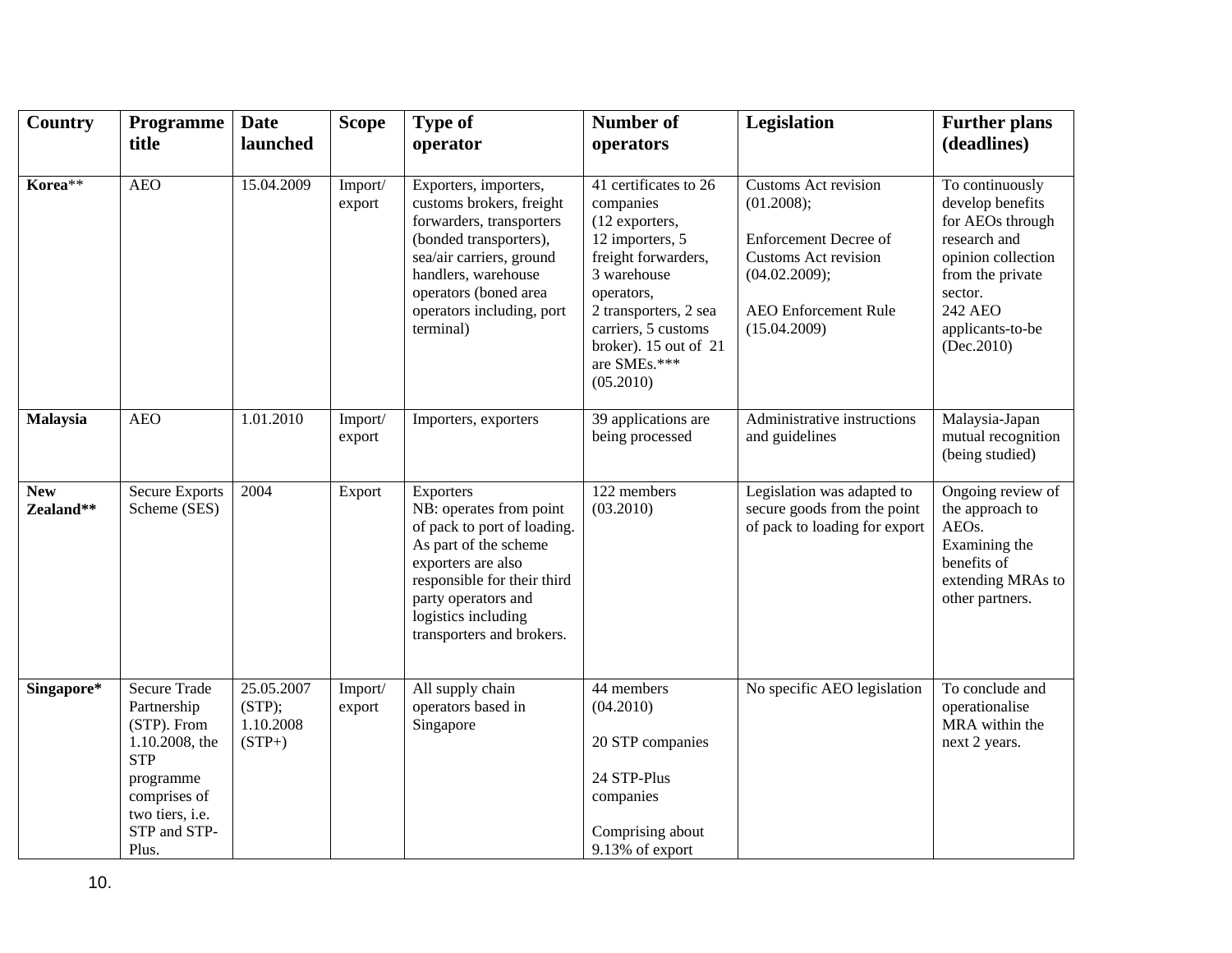| Country | Programme title | Date launched | Scope | Type of operator | Number of operators | Legislation | Further plans (deadlines) |
|---|---|---|---|---|---|---|---|
| **Korea**** | AEO | 15.04.2009 | Import/ export | Exporters, importers, customs brokers, freight forwarders, transporters (bonded transporters), sea/air carriers, ground handlers, warehouse operators (boned area operators including, port terminal) | 41 certificates to 26 companies (12 exporters, 12 importers, 5 freight forwarders, 3 warehouse operators, 2 transporters, 2 sea carriers, 5 customs broker). 15 out of 21 are SMEs.*** (05.2010) | Customs Act revision (01.2008); Enforcement Decree of Customs Act revision (04.02.2009); AEO Enforcement Rule (15.04.2009) | To continuously develop benefits for AEOs through research and opinion collection from the private sector. 242 AEO applicants-to-be (Dec.2010) |
| **Malaysia** | AEO | 1.01.2010 | Import/ export | Importers, exporters | 39 applications are being processed | Administrative instructions and guidelines | Malaysia-Japan mutual recognition (being studied) |
| **New Zealand**** | Secure Exports Scheme (SES) | 2004 | Export | Exporters<br>NB: operates from point of pack to port of loading. As part of the scheme exporters are also responsible for their third party operators and logistics including transporters and brokers. | 122 members (03.2010) | Legislation was adapted to secure goods from the point of pack to loading for export | Ongoing review of the approach to AEOs. Examining the benefits of extending MRAs to other partners. |
| **Singapore*** | Secure Trade Partnership (STP). From 1.10.2008, the STP programme comprises of two tiers, i.e. STP and STP-Plus. | 25.05.2007 (STP); 1.10.2008 (STP+) | Import/ export | All supply chain operators based in Singapore | 44 members (04.2010)<br><br>20 STP companies<br><br>24 STP-Plus companies<br><br>Comprising about 9.13% of export | No specific AEO legislation | To conclude and operationalise MRA within the next 2 years. |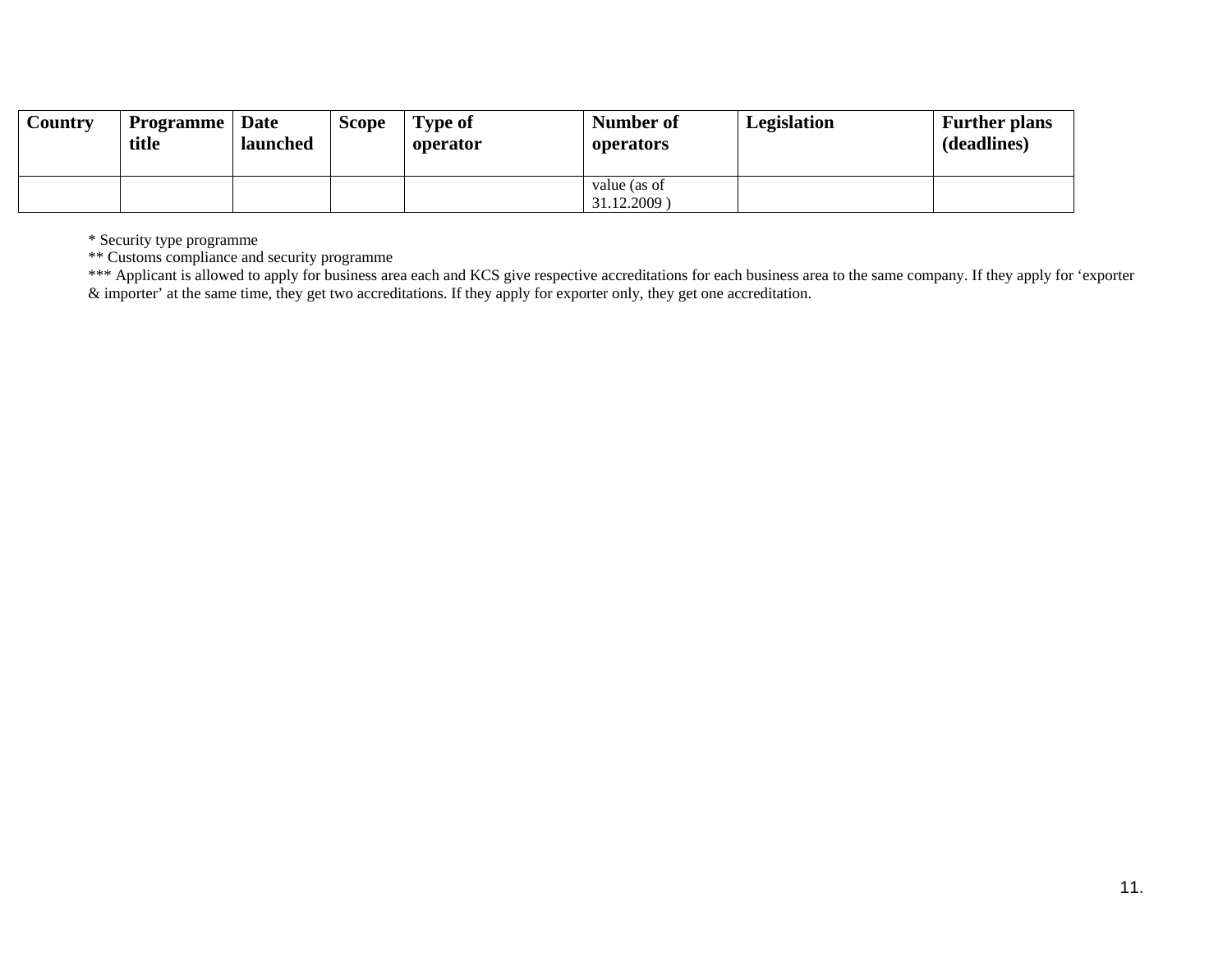| Country | Programme title | Date launched | Scope | Type of operator | Number of operators | Legislation | Further plans (deadlines) |
|---|---|---|---|---|---|---|---|
| | | | | | value (as of 31.12.2009 ) | | |

* Security type programme

** Customs compliance and security programme

*** Applicant is allowed to apply for business area each and KCS give respective accreditations for each business area to the same company. If they apply for 'exporter & importer' at the same time, they get two accreditations. If they apply for exporter only, they get one accreditation.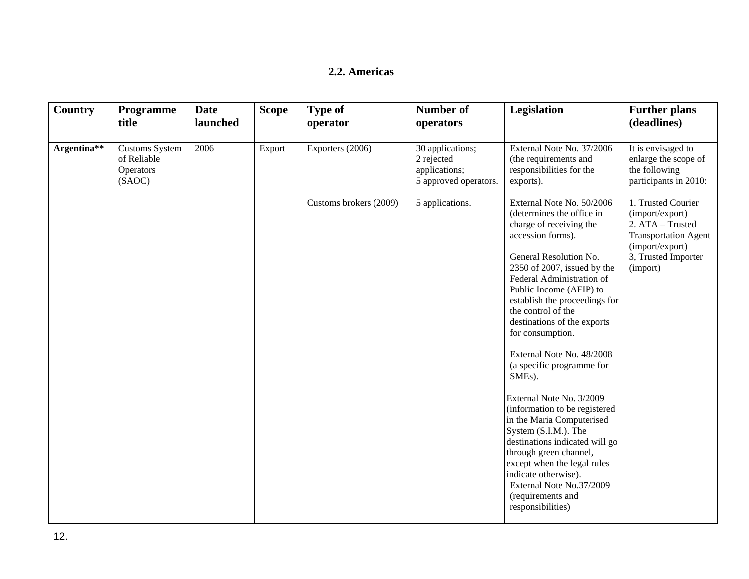## 2.2. Americas

| Country | Programme title | Date launched | Scope | Type of operator | Number of operators | Legislation | Further plans (deadlines) |
|---|---|---|---|---|---|---|---|
| **Argentina**** | Customs System of Reliable Operators (SAOC) | 2006 | Export | Exporters (2006)<br><br>Customs brokers (2009) | 30 applications; 2 rejected applications; 5 approved operators.<br><br>5 applications. | External Note No. 37/2006 (the requirements and responsibilities for the exports).<br><br>External Note No. 50/2006 (determines the office in charge of receiving the accession forms).<br><br>General Resolution No. 2350 of 2007, issued by the Federal Administration of Public Income (AFIP) to establish the proceedings for the control of the destinations of the exports for consumption.<br><br>External Note No. 48/2008 (a specific programme for SMEs).<br><br>External Note No. 3/2009 (information to be registered in the Maria Computerised System (S.I.M.). The destinations indicated will go through green channel, except when the legal rules indicate otherwise).<br>External Note No.37/2009 (requirements and responsibilities) | It is envisaged to enlarge the scope of the following participants in 2010:<br><br>1. Trusted Courier (import/export)<br>2. ATA – Trusted Transportation Agent (import/export)<br>3, Trusted Importer (import) |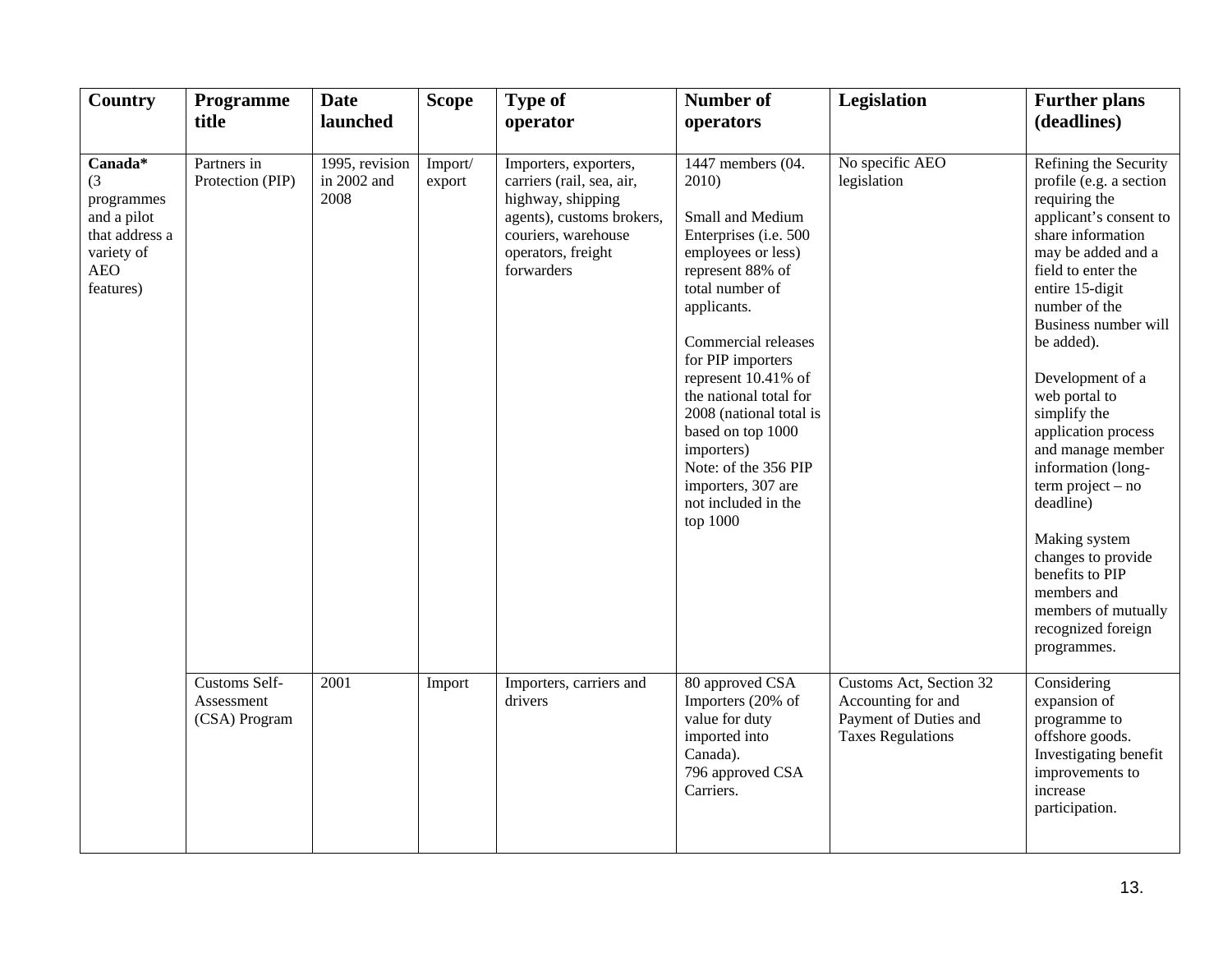| Country | Programme title | Date launched | Scope | Type of operator | Number of operators | Legislation | Further plans (deadlines) |
|---|---|---|---|---|---|---|---|
| **Canada*** (3 programmes and a pilot that address a variety of AEO features) | Partners in Protection (PIP) | 1995, revision in 2002 and 2008 | Import/ export | Importers, exporters, carriers (rail, sea, air, highway, shipping agents), customs brokers, couriers, warehouse operators, freight forwarders | 1447 members (04. 2010)<br><br>Small and Medium Enterprises (i.e. 500 employees or less) represent 88% of total number of applicants.<br><br>Commercial releases for PIP importers represent 10.41% of the national total for 2008 (national total is based on top 1000 importers)<br>Note: of the 356 PIP importers, 307 are not included in the top 1000 | No specific AEO legislation | Refining the Security profile (e.g. a section requiring the applicant's consent to share information may be added and a field to enter the entire 15-digit number of the Business number will be added).<br><br>Development of a web portal to simplify the application process and manage member information (long-term project – no deadline)<br><br>Making system changes to provide benefits to PIP members and members of mutually recognized foreign programmes. |
| | Customs Self-Assessment (CSA) Program | 2001 | Import | Importers, carriers and drivers | 80 approved CSA Importers (20% of value for duty imported into Canada).<br>796 approved CSA Carriers. | Customs Act, Section 32 Accounting for and Payment of Duties and Taxes Regulations | Considering expansion of programme to offshore goods. Investigating benefit improvements to increase participation. |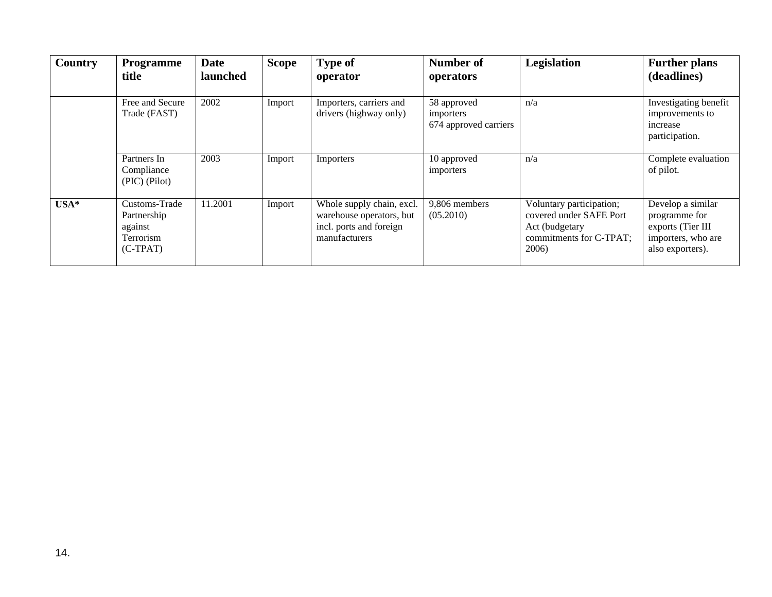| Country | Programme title | Date launched | Scope | Type of operator | Number of operators | Legislation | Further plans (deadlines) |
|---|---|---|---|---|---|---|---|
| | Free and Secure Trade (FAST) | 2002 | Import | Importers, carriers and drivers (highway only) | 58 approved importers 674 approved carriers | n/a | Investigating benefit improvements to increase participation. |
| | Partners In Compliance (PIC) (Pilot) | 2003 | Import | Importers | 10 approved importers | n/a | Complete evaluation of pilot. |
| **USA*** | Customs-Trade Partnership against Terrorism (C-TPAT) | 11.2001 | Import | Whole supply chain, excl. warehouse operators, but incl. ports and foreign manufacturers | 9,806 members (05.2010) | Voluntary participation; covered under SAFE Port Act (budgetary commitments for C-TPAT; 2006) | Develop a similar programme for exports (Tier III importers, who are also exporters). |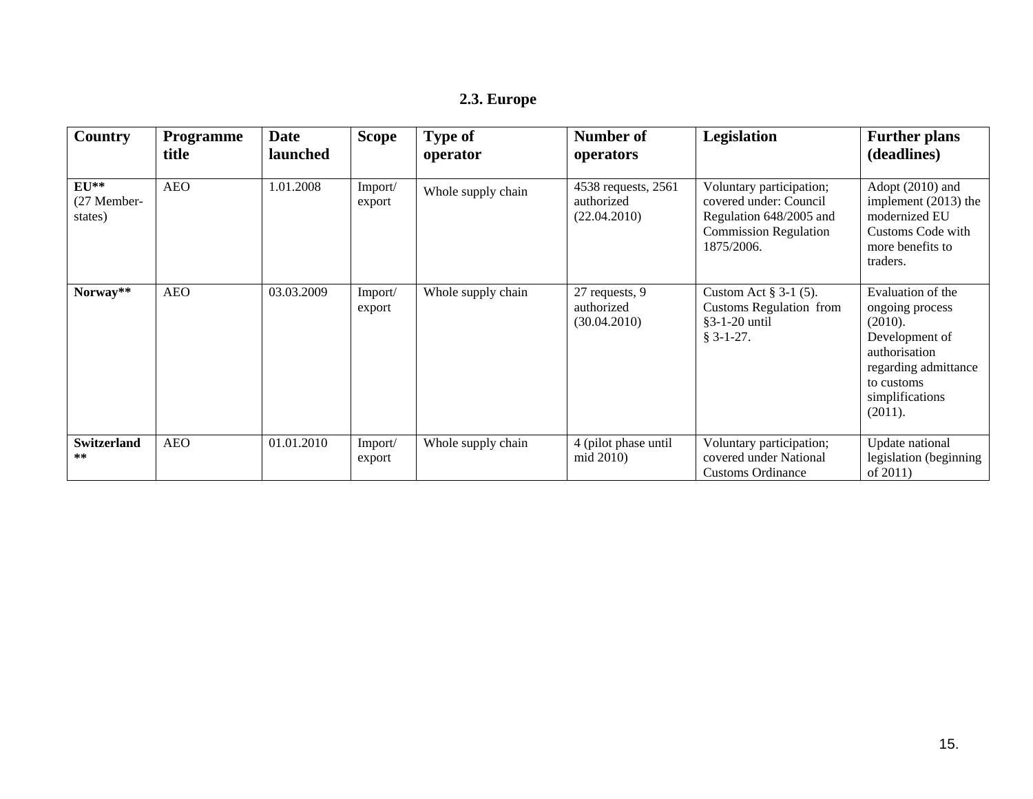## 2.3. Europe

| Country | Programme title | Date launched | Scope | Type of operator | Number of operators | Legislation | Further plans (deadlines) |
|---|---|---|---|---|---|---|---|
| **EU**** (27 Member-states) | AEO | 1.01.2008 | Import/ export | Whole supply chain | 4538 requests, 2561 authorized (22.04.2010) | Voluntary participation; covered under: Council Regulation 648/2005 and Commission Regulation 1875/2006. | Adopt (2010) and implement (2013) the modernized EU Customs Code with more benefits to traders. |
| **Norway**** | AEO | 03.03.2009 | Import/ export | Whole supply chain | 27 requests, 9 authorized (30.04.2010) | Custom Act § 3-1 (5). Customs Regulation from §3-1-20 until § 3-1-27. | Evaluation of the ongoing process (2010). Development of authorisation regarding admittance to customs simplifications (2011). |
| **Switzerland **** | AEO | 01.01.2010 | Import/ export | Whole supply chain | 4 (pilot phase until mid 2010) | Voluntary participation; covered under National Customs Ordinance | Update national legislation (beginning of 2011) |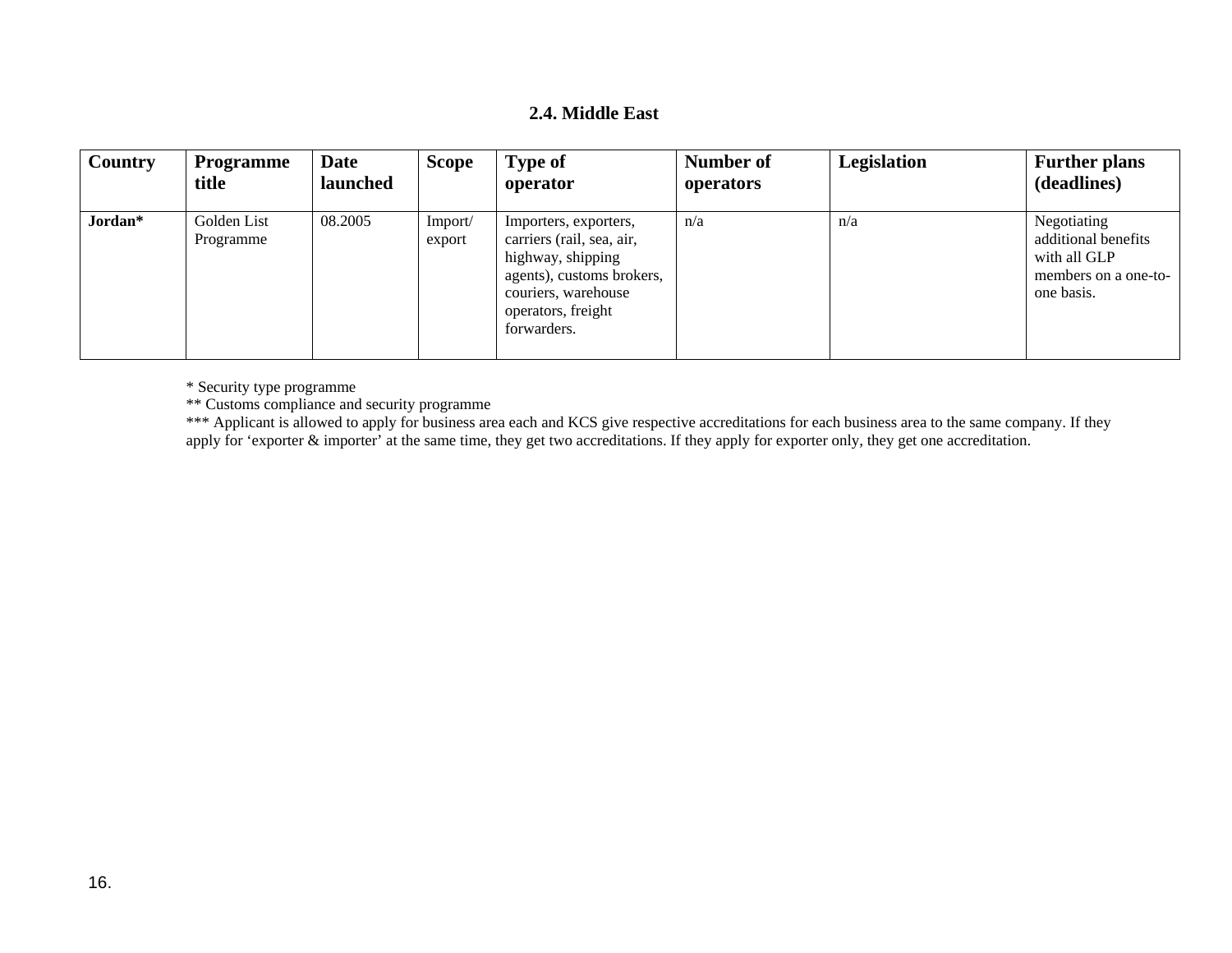### 2.4. Middle East

| Country | Programme title | Date launched | Scope | Type of operator | Number of operators | Legislation | Further plans (deadlines) |
|---|---|---|---|---|---|---|---|
| **Jordan*** | Golden List Programme | 08.2005 | Import/ export | Importers, exporters, carriers (rail, sea, air, highway, shipping agents), customs brokers, couriers, warehouse operators, freight forwarders. | n/a | n/a | Negotiating additional benefits with all GLP members on a one-to-one basis. |

* Security type programme

** Customs compliance and security programme

*** Applicant is allowed to apply for business area each and KCS give respective accreditations for each business area to the same company. If they apply for 'exporter & importer' at the same time, they get two accreditations. If they apply for exporter only, they get one accreditation.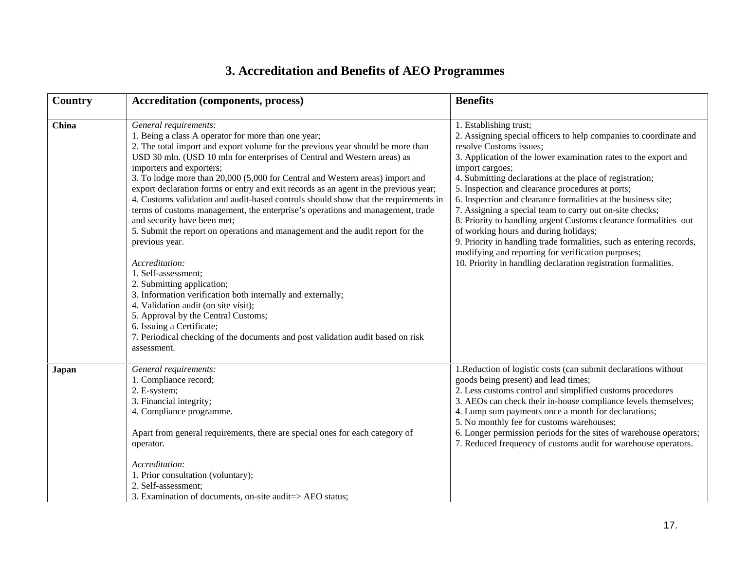# 3. Accreditation and Benefits of AEO Programmes

| Country | Accreditation (components, process) | Benefits |
|---|---|---|
| **China** | *General requirements:*<br>1. Being a class A operator for more than one year;<br>2. The total import and export volume for the previous year should be more than USD 30 mln. (USD 10 mln for enterprises of Central and Western areas) as importers and exporters;<br>3. To lodge more than 20,000 (5,000 for Central and Western areas) import and export declaration forms or entry and exit records as an agent in the previous year;<br>4. Customs validation and audit-based controls should show that the requirements in terms of customs management, the enterprise's operations and management, trade and security have been met;<br>5. Submit the report on operations and management and the audit report for the previous year.<br><br>*Accreditation:*<br>1. Self-assessment;<br>2. Submitting application;<br>3. Information verification both internally and externally;<br>4. Validation audit (on site visit);<br>5. Approval by the Central Customs;<br>6. Issuing a Certificate;<br>7. Periodical checking of the documents and post validation audit based on risk assessment. | 1. Establishing trust;<br>2. Assigning special officers to help companies to coordinate and resolve Customs issues;<br>3. Application of the lower examination rates to the export and import cargoes;<br>4. Submitting declarations at the place of registration;<br>5. Inspection and clearance procedures at ports;<br>6. Inspection and clearance formalities at the business site;<br>7. Assigning a special team to carry out on-site checks;<br>8. Priority to handling urgent Customs clearance formalities out of working hours and during holidays;<br>9. Priority in handling trade formalities, such as entering records, modifying and reporting for verification purposes;<br>10. Priority in handling declaration registration formalities. |
| **Japan** | *General requirements:*<br>1. Compliance record;<br>2. E-system;<br>3. Financial integrity;<br>4. Compliance programme.<br><br>Apart from general requirements, there are special ones for each category of operator.<br><br>*Accreditation*:<br>1. Prior consultation (voluntary);<br>2. Self-assessment;<br>3. Examination of documents, on-site audit=> AEO status; | 1.Reduction of logistic costs (can submit declarations without goods being present) and lead times;<br>2. Less customs control and simplified customs procedures<br>3. AEOs can check their in-house compliance levels themselves;<br>4. Lump sum payments once a month for declarations;<br>5. No monthly fee for customs warehouses;<br>6. Longer permission periods for the sites of warehouse operators;<br>7. Reduced frequency of customs audit for warehouse operators. |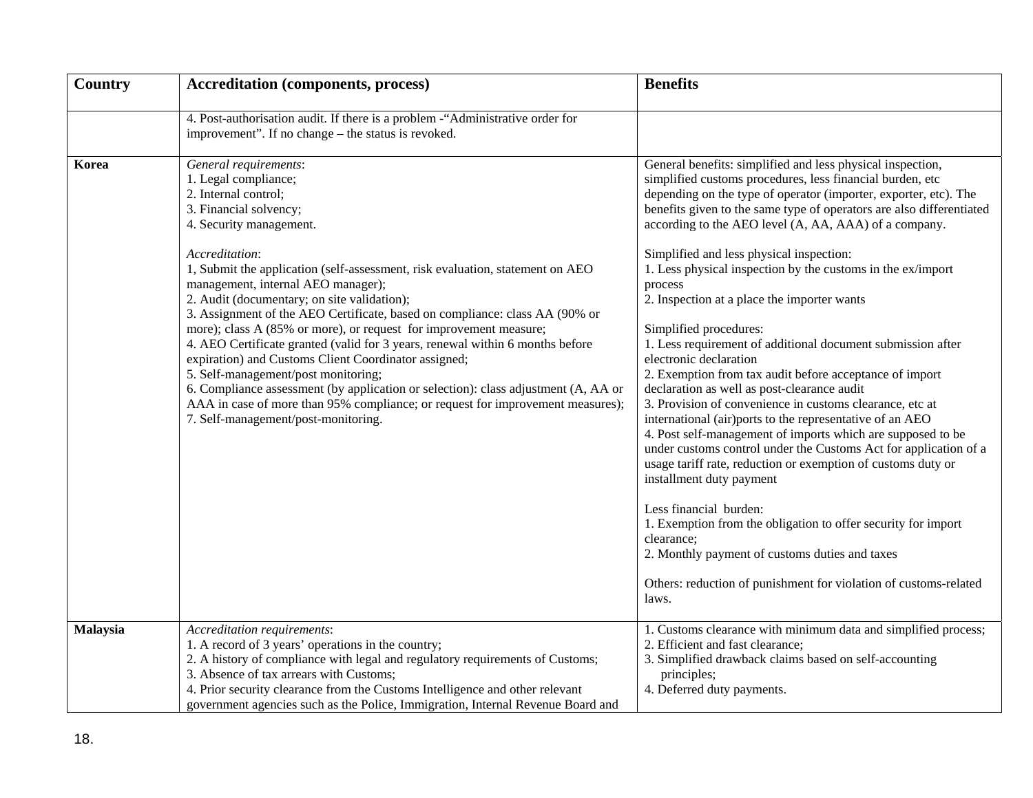| Country | Accreditation (components, process) | Benefits |
|---|---|---|
| | 4. Post-authorisation audit. If there is a problem -"Administrative order for improvement". If no change – the status is revoked. | |
| **Korea** | *General requirements*:<br>1. Legal compliance;<br>2. Internal control;<br>3. Financial solvency;<br>4. Security management.<br><br>*Accreditation*:<br>1, Submit the application (self-assessment, risk evaluation, statement on AEO management, internal AEO manager);<br>2. Audit (documentary; on site validation);<br>3. Assignment of the AEO Certificate, based on compliance: class AA (90% or more); class A (85% or more), or request for improvement measure;<br>4. AEO Certificate granted (valid for 3 years, renewal within 6 months before expiration) and Customs Client Coordinator assigned;<br>5. Self-management/post monitoring;<br>6. Compliance assessment (by application or selection): class adjustment (A, AA or AAA in case of more than 95% compliance; or request for improvement measures);<br>7. Self-management/post-monitoring. | General benefits: simplified and less physical inspection, simplified customs procedures, less financial burden, etc depending on the type of operator (importer, exporter, etc). The benefits given to the same type of operators are also differentiated according to the AEO level (A, AA, AAA) of a company.<br><br>Simplified and less physical inspection:<br>1. Less physical inspection by the customs in the ex/import process<br>2. Inspection at a place the importer wants<br><br>Simplified procedures:<br>1. Less requirement of additional document submission after electronic declaration<br>2. Exemption from tax audit before acceptance of import declaration as well as post-clearance audit<br>3. Provision of convenience in customs clearance, etc at international (air)ports to the representative of an AEO<br>4. Post self-management of imports which are supposed to be under customs control under the Customs Act for application of a usage tariff rate, reduction or exemption of customs duty or installment duty payment<br><br>Less financial burden:<br>1. Exemption from the obligation to offer security for import clearance;<br>2. Monthly payment of customs duties and taxes<br><br>Others: reduction of punishment for violation of customs-related laws. |
| **Malaysia** | *Accreditation requirements*:<br>1. A record of 3 years' operations in the country;<br>2. A history of compliance with legal and regulatory requirements of Customs;<br>3. Absence of tax arrears with Customs;<br>4. Prior security clearance from the Customs Intelligence and other relevant government agencies such as the Police, Immigration, Internal Revenue Board and | 1. Customs clearance with minimum data and simplified process;<br>2. Efficient and fast clearance;<br>3. Simplified drawback claims based on self-accounting principles;<br>4. Deferred duty payments. |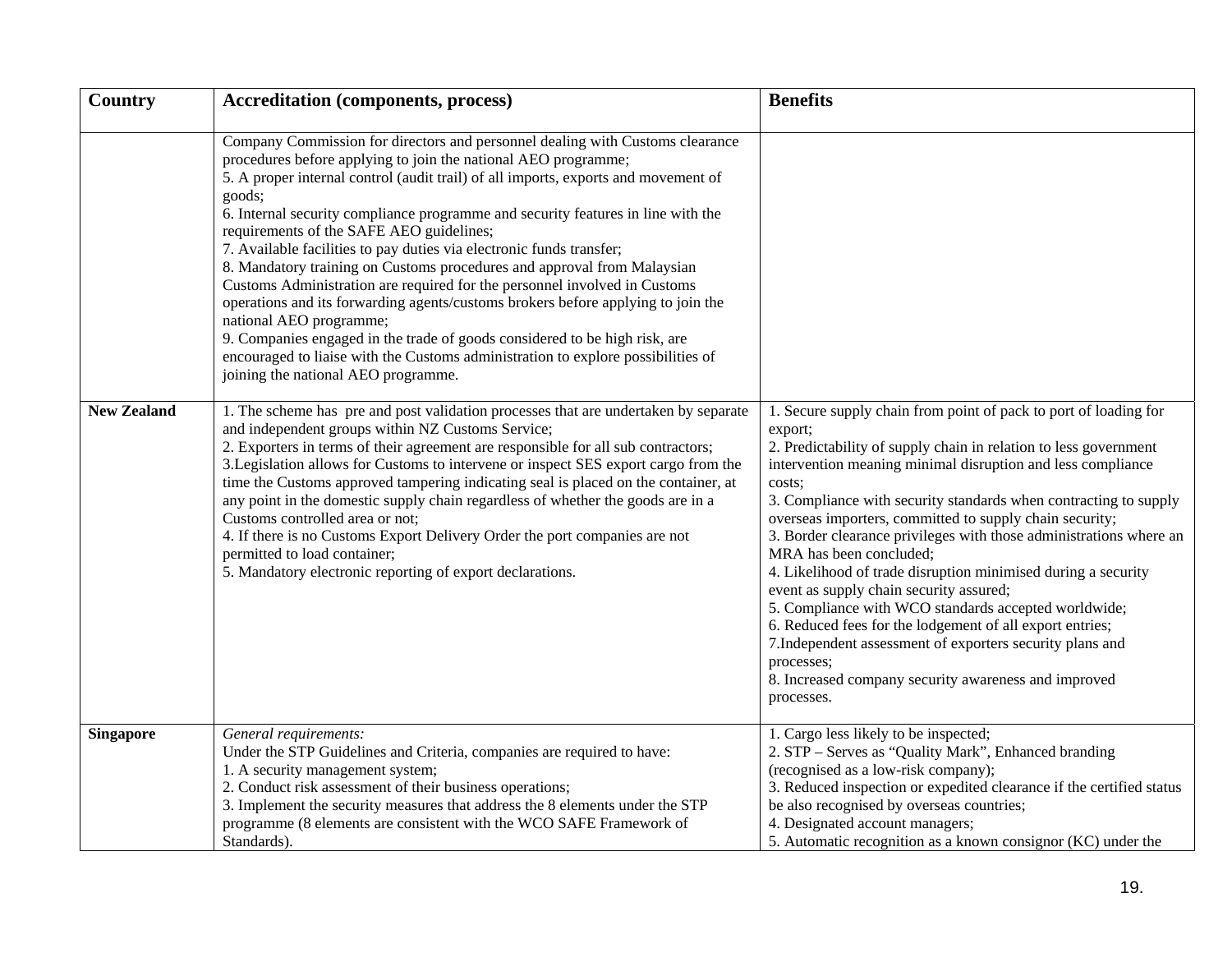| Country | Accreditation (components, process) | Benefits |
|---|---|---|
| | Company Commission for directors and personnel dealing with Customs clearance procedures before applying to join the national AEO programme;<br>5. A proper internal control (audit trail) of all imports, exports and movement of goods;<br>6. Internal security compliance programme and security features in line with the requirements of the SAFE AEO guidelines;<br>7. Available facilities to pay duties via electronic funds transfer;<br>8. Mandatory training on Customs procedures and approval from Malaysian Customs Administration are required for the personnel involved in Customs operations and its forwarding agents/customs brokers before applying to join the national AEO programme;<br>9. Companies engaged in the trade of goods considered to be high risk, are encouraged to liaise with the Customs administration to explore possibilities of joining the national AEO programme. | |
| **New Zealand** | 1. The scheme has pre and post validation processes that are undertaken by separate and independent groups within NZ Customs Service;<br>2. Exporters in terms of their agreement are responsible for all sub contractors;<br>3.Legislation allows for Customs to intervene or inspect SES export cargo from the time the Customs approved tampering indicating seal is placed on the container, at any point in the domestic supply chain regardless of whether the goods are in a Customs controlled area or not;<br>4. If there is no Customs Export Delivery Order the port companies are not permitted to load container;<br>5. Mandatory electronic reporting of export declarations. | 1. Secure supply chain from point of pack to port of loading for export;<br>2. Predictability of supply chain in relation to less government intervention meaning minimal disruption and less compliance costs;<br>3. Compliance with security standards when contracting to supply overseas importers, committed to supply chain security;<br>3. Border clearance privileges with those administrations where an MRA has been concluded;<br>4. Likelihood of trade disruption minimised during a security event as supply chain security assured;<br>5. Compliance with WCO standards accepted worldwide;<br>6. Reduced fees for the lodgement of all export entries;<br>7.Independent assessment of exporters security plans and processes;<br>8. Increased company security awareness and improved processes. |
| **Singapore** | *General requirements:*<br>Under the STP Guidelines and Criteria, companies are required to have:<br>1. A security management system;<br>2. Conduct risk assessment of their business operations;<br>3. Implement the security measures that address the 8 elements under the STP programme (8 elements are consistent with the WCO SAFE Framework of Standards). | 1. Cargo less likely to be inspected;<br>2. STP – Serves as "Quality Mark", Enhanced branding (recognised as a low-risk company);<br>3. Reduced inspection or expedited clearance if the certified status be also recognised by overseas countries;<br>4. Designated account managers;<br>5. Automatic recognition as a known consignor (KC) under the |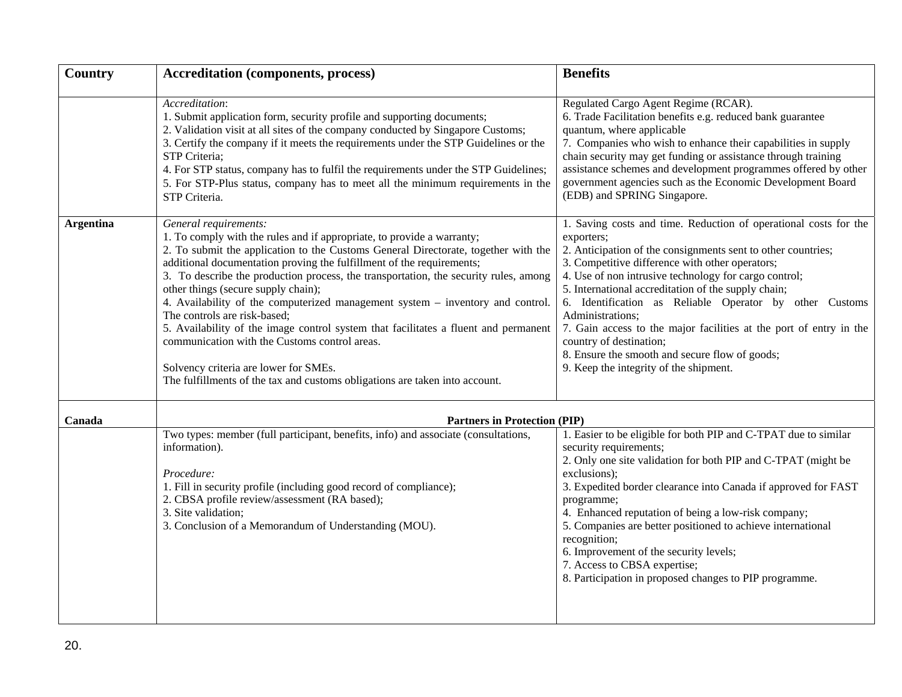| Country | Accreditation (components, process) | Benefits |
|---|---|---|
| | *Accreditation*:<br>1. Submit application form, security profile and supporting documents;<br>2. Validation visit at all sites of the company conducted by Singapore Customs;<br>3. Certify the company if it meets the requirements under the STP Guidelines or the STP Criteria;<br>4. For STP status, company has to fulfil the requirements under the STP Guidelines;<br>5. For STP-Plus status, company has to meet all the minimum requirements in the STP Criteria. | Regulated Cargo Agent Regime (RCAR).<br>6. Trade Facilitation benefits e.g. reduced bank guarantee quantum, where applicable<br>7. Companies who wish to enhance their capabilities in supply chain security may get funding or assistance through training assistance schemes and development programmes offered by other government agencies such as the Economic Development Board (EDB) and SPRING Singapore. |
| **Argentina** | *General requirements:*<br>1. To comply with the rules and if appropriate, to provide a warranty;<br>2. To submit the application to the Customs General Directorate, together with the additional documentation proving the fulfillment of the requirements;<br>3. To describe the production process, the transportation, the security rules, among other things (secure supply chain);<br>4. Availability of the computerized management system – inventory and control. The controls are risk-based;<br>5. Availability of the image control system that facilitates a fluent and permanent communication with the Customs control areas.<br><br>Solvency criteria are lower for SMEs.<br>The fulfillments of the tax and customs obligations are taken into account. | 1. Saving costs and time. Reduction of operational costs for the exporters;<br>2. Anticipation of the consignments sent to other countries;<br>3. Competitive difference with other operators;<br>4. Use of non intrusive technology for cargo control;<br>5. International accreditation of the supply chain;<br>6. Identification as Reliable Operator by other Customs Administrations;<br>7. Gain access to the major facilities at the port of entry in the country of destination;<br>8. Ensure the smooth and secure flow of goods;<br>9. Keep the integrity of the shipment. |
| **Canada** | **Partners in Protection (PIP)** | |
| | Two types: member (full participant, benefits, info) and associate (consultations, information).<br><br>*Procedure:*<br>1. Fill in security profile (including good record of compliance);<br>2. CBSA profile review/assessment (RA based);<br>3. Site validation;<br>3. Conclusion of a Memorandum of Understanding (MOU). | 1. Easier to be eligible for both PIP and C-TPAT due to similar security requirements;<br>2. Only one site validation for both PIP and C-TPAT (might be exclusions);<br>3. Expedited border clearance into Canada if approved for FAST programme;<br>4. Enhanced reputation of being a low-risk company;<br>5. Companies are better positioned to achieve international recognition;<br>6. Improvement of the security levels;<br>7. Access to CBSA expertise;<br>8. Participation in proposed changes to PIP programme. |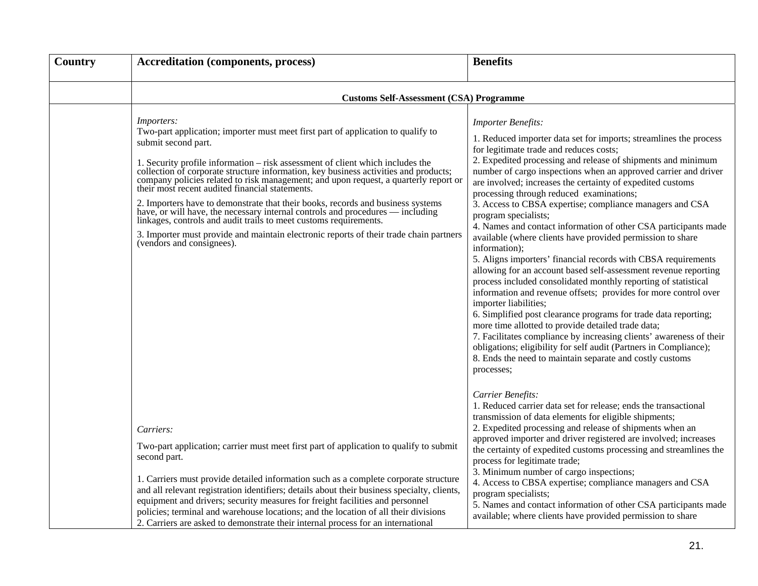| Country | Accreditation (components, process) | Benefits |
|---|---|---|
| | **Customs Self-Assessment (CSA) Programme** | |
| | *Importers:*<br>Two-part application; importer must meet first part of application to qualify to submit second part.<br><br>1. Security profile information – risk assessment of client which includes the collection of corporate structure information, key business activities and products; company policies related to risk management; and upon request, a quarterly report or their most recent audited financial statements.<br><br>2. Importers have to demonstrate that their books, records and business systems have, or will have, the necessary internal controls and procedures — including linkages, controls and audit trails to meet customs requirements.<br><br>3. Importer must provide and maintain electronic reports of their trade chain partners (vendors and consignees). | *Importer Benefits:*<br><br>1. Reduced importer data set for imports; streamlines the process for legitimate trade and reduces costs;<br>2. Expedited processing and release of shipments and minimum number of cargo inspections when an approved carrier and driver are involved; increases the certainty of expedited customs processing through reduced examinations;<br>3. Access to CBSA expertise; compliance managers and CSA program specialists;<br>4. Names and contact information of other CSA participants made available (where clients have provided permission to share information);<br>5. Aligns importers' financial records with CBSA requirements allowing for an account based self-assessment revenue reporting process included consolidated monthly reporting of statistical information and revenue offsets; provides for more control over importer liabilities;<br>6. Simplified post clearance programs for trade data reporting; more time allotted to provide detailed trade data;<br>7. Facilitates compliance by increasing clients' awareness of their obligations; eligibility for self audit (Partners in Compliance);<br>8. Ends the need to maintain separate and costly customs processes; |
| | *Carriers:*<br><br>Two-part application; carrier must meet first part of application to qualify to submit second part.<br><br>1. Carriers must provide detailed information such as a complete corporate structure and all relevant registration identifiers; details about their business specialty, clients, equipment and drivers; security measures for freight facilities and personnel policies; terminal and warehouse locations; and the location of all their divisions<br>2. Carriers are asked to demonstrate their internal process for an international | *Carrier Benefits:*<br>1. Reduced carrier data set for release; ends the transactional transmission of data elements for eligible shipments;<br>2. Expedited processing and release of shipments when an approved importer and driver registered are involved; increases the certainty of expedited customs processing and streamlines the process for legitimate trade;<br>3. Minimum number of cargo inspections;<br>4. Access to CBSA expertise; compliance managers and CSA program specialists;<br>5. Names and contact information of other CSA participants made available; where clients have provided permission to share |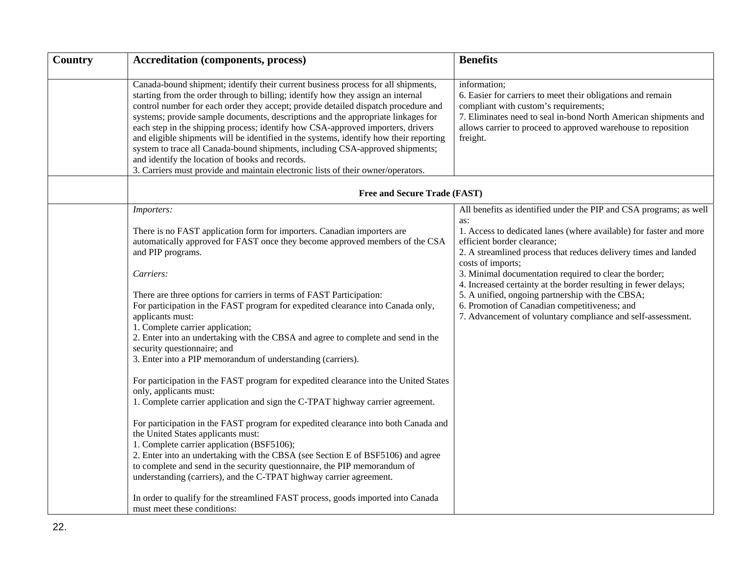| Country | Accreditation (components, process) | Benefits |
|---|---|---|
| | Canada-bound shipment; identify their current business process for all shipments, starting from the order through to billing; identify how they assign an internal control number for each order they accept; provide detailed dispatch procedure and systems; provide sample documents, descriptions and the appropriate linkages for each step in the shipping process; identify how CSA-approved importers, drivers and eligible shipments will be identified in the systems, identify how their reporting system to trace all Canada-bound shipments, including CSA-approved shipments; and identify the location of books and records.<br>3. Carriers must provide and maintain electronic lists of their owner/operators. | information;<br>6. Easier for carriers to meet their obligations and remain compliant with custom's requirements;<br>7. Eliminates need to seal in-bond North American shipments and allows carrier to proceed to approved warehouse to reposition freight. |
| | **Free and Secure Trade (FAST)** | |
| | *Importers:*<br><br>There is no FAST application form for importers. Canadian importers are automatically approved for FAST once they become approved members of the CSA and PIP programs.<br><br>*Carriers:*<br><br>There are three options for carriers in terms of FAST Participation:<br>For participation in the FAST program for expedited clearance into Canada only, applicants must:<br>1. Complete carrier application;<br>2. Enter into an undertaking with the CBSA and agree to complete and send in the security questionnaire; and<br>3. Enter into a PIP memorandum of understanding (carriers).<br><br>For participation in the FAST program for expedited clearance into the United States only, applicants must:<br>1. Complete carrier application and sign the C-TPAT highway carrier agreement.<br><br>For participation in the FAST program for expedited clearance into both Canada and the United States applicants must:<br>1. Complete carrier application (BSF5106);<br>2. Enter into an undertaking with the CBSA (see Section E of BSF5106) and agree to complete and send in the security questionnaire, the PIP memorandum of understanding (carriers), and the C-TPAT highway carrier agreement.<br><br>In order to qualify for the streamlined FAST process, goods imported into Canada must meet these conditions: | All benefits as identified under the PIP and CSA programs; as well as:<br>1. Access to dedicated lanes (where available) for faster and more efficient border clearance;<br>2. A streamlined process that reduces delivery times and landed costs of imports;<br>3. Minimal documentation required to clear the border;<br>4. Increased certainty at the border resulting in fewer delays;<br>5. A unified, ongoing partnership with the CBSA;<br>6. Promotion of Canadian competitiveness; and<br>7. Advancement of voluntary compliance and self-assessment. |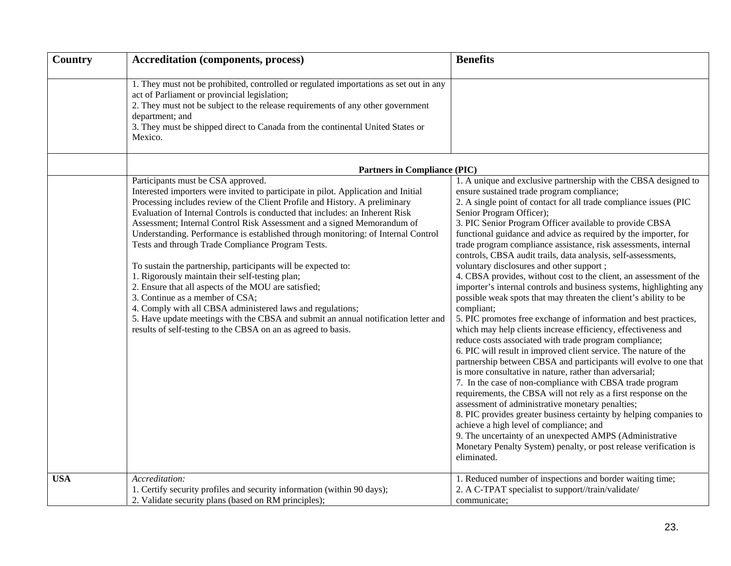| Country | Accreditation (components, process) | Benefits |
|---|---|---|
| | 1. They must not be prohibited, controlled or regulated importations as set out in any act of Parliament or provincial legislation;<br>2. They must not be subject to the release requirements of any other government department; and<br>3. They must be shipped direct to Canada from the continental United States or Mexico. | |
| | **Partners in Compliance (PIC)** | |
| | Participants must be CSA approved.<br>Interested importers were invited to participate in pilot. Application and Initial Processing includes review of the Client Profile and History. A preliminary Evaluation of Internal Controls is conducted that includes: an Inherent Risk Assessment; Internal Control Risk Assessment and a signed Memorandum of Understanding. Performance is established through monitoring: of Internal Control Tests and through Trade Compliance Program Tests.<br><br>To sustain the partnership, participants will be expected to:<br>1. Rigorously maintain their self-testing plan;<br>2. Ensure that all aspects of the MOU are satisfied;<br>3. Continue as a member of CSA;<br>4. Comply with all CBSA administered laws and regulations;<br>5. Have update meetings with the CBSA and submit an annual notification letter and results of self-testing to the CBSA on an as agreed to basis. | 1. A unique and exclusive partnership with the CBSA designed to ensure sustained trade program compliance;<br>2. A single point of contact for all trade compliance issues (PIC Senior Program Officer);<br>3. PIC Senior Program Officer available to provide CBSA functional guidance and advice as required by the importer, for trade program compliance assistance, risk assessments, internal controls, CBSA audit trails, data analysis, self-assessments, voluntary disclosures and other support ;<br>4. CBSA provides, without cost to the client, an assessment of the importer's internal controls and business systems, highlighting any possible weak spots that may threaten the client's ability to be compliant;<br>5. PIC promotes free exchange of information and best practices, which may help clients increase efficiency, effectiveness and reduce costs associated with trade program compliance;<br>6. PIC will result in improved client service. The nature of the partnership between CBSA and participants will evolve to one that is more consultative in nature, rather than adversarial;<br>7. In the case of non-compliance with CBSA trade program requirements, the CBSA will not rely as a first response on the assessment of administrative monetary penalties;<br>8. PIC provides greater business certainty by helping companies to achieve a high level of compliance; and<br>9. The uncertainty of an unexpected AMPS (Administrative Monetary Penalty System) penalty, or post release verification is eliminated. |
| **USA** | *Accreditation:*<br>1. Certify security profiles and security information (within 90 days);<br>2. Validate security plans (based on RM principles); | 1. Reduced number of inspections and border waiting time;<br>2. A C-TPAT specialist to support//train/validate/ communicate; |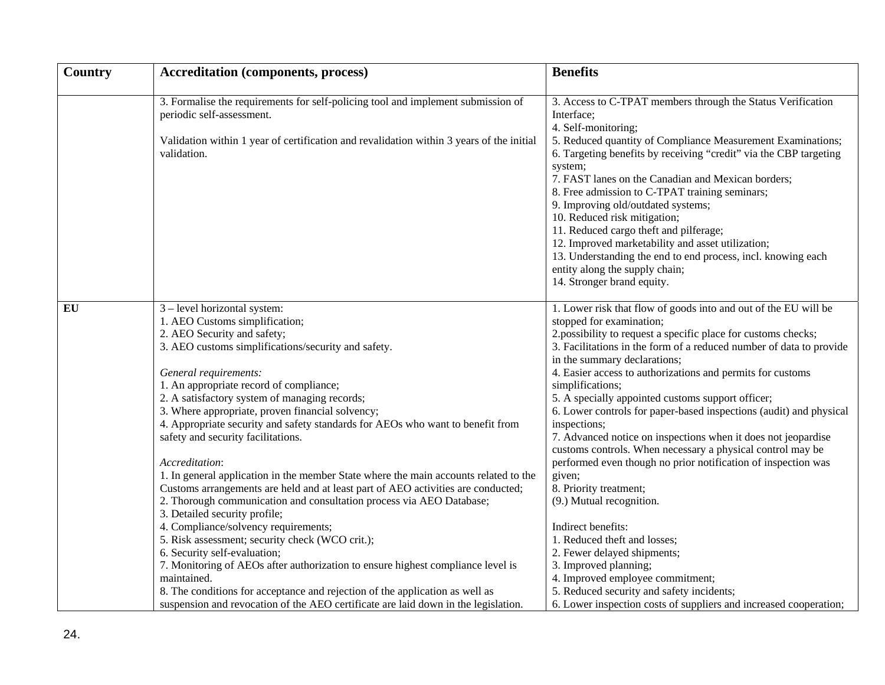| Country | Accreditation (components, process) | Benefits |
| --- | --- | --- |
| | 3. Formalise the requirements for self-policing tool and implement submission of periodic self-assessment.<br><br>Validation within 1 year of certification and revalidation within 3 years of the initial validation. | 3. Access to C-TPAT members through the Status Verification Interface;<br>4. Self-monitoring;<br>5. Reduced quantity of Compliance Measurement Examinations;<br>6. Targeting benefits by receiving "credit" via the CBP targeting system;<br>7. FAST lanes on the Canadian and Mexican borders;<br>8. Free admission to C-TPAT training seminars;<br>9. Improving old/outdated systems;<br>10. Reduced risk mitigation;<br>11. Reduced cargo theft and pilferage;<br>12. Improved marketability and asset utilization;<br>13. Understanding the end to end process, incl. knowing each entity along the supply chain;<br>14. Stronger brand equity. |
| **EU** | 3 – level horizontal system:<br>1. AEO Customs simplification;<br>2. AEO Security and safety;<br>3. AEO customs simplifications/security and safety.<br><br>*General requirements:*<br>1. An appropriate record of compliance;<br>2. A satisfactory system of managing records;<br>3. Where appropriate, proven financial solvency;<br>4. Appropriate security and safety standards for AEOs who want to benefit from safety and security facilitations.<br><br>*Accreditation*:<br>1. In general application in the member State where the main accounts related to the Customs arrangements are held and at least part of AEO activities are conducted;<br>2. Thorough communication and consultation process via AEO Database;<br>3. Detailed security profile;<br>4. Compliance/solvency requirements;<br>5. Risk assessment; security check (WCO crit.);<br>6. Security self-evaluation;<br>7. Monitoring of AEOs after authorization to ensure highest compliance level is maintained.<br>8. The conditions for acceptance and rejection of the application as well as suspension and revocation of the AEO certificate are laid down in the legislation. | 1. Lower risk that flow of goods into and out of the EU will be stopped for examination;<br>2.possibility to request a specific place for customs checks;<br>3. Facilitations in the form of a reduced number of data to provide in the summary declarations;<br>4. Easier access to authorizations and permits for customs simplifications;<br>5. A specially appointed customs support officer;<br>6. Lower controls for paper-based inspections (audit) and physical inspections;<br>7. Advanced notice on inspections when it does not jeopardise customs controls. When necessary a physical control may be performed even though no prior notification of inspection was given;<br>8. Priority treatment;<br>(9.) Mutual recognition.<br><br>Indirect benefits:<br>1. Reduced theft and losses;<br>2. Fewer delayed shipments;<br>3. Improved planning;<br>4. Improved employee commitment;<br>5. Reduced security and safety incidents;<br>6. Lower inspection costs of suppliers and increased cooperation; |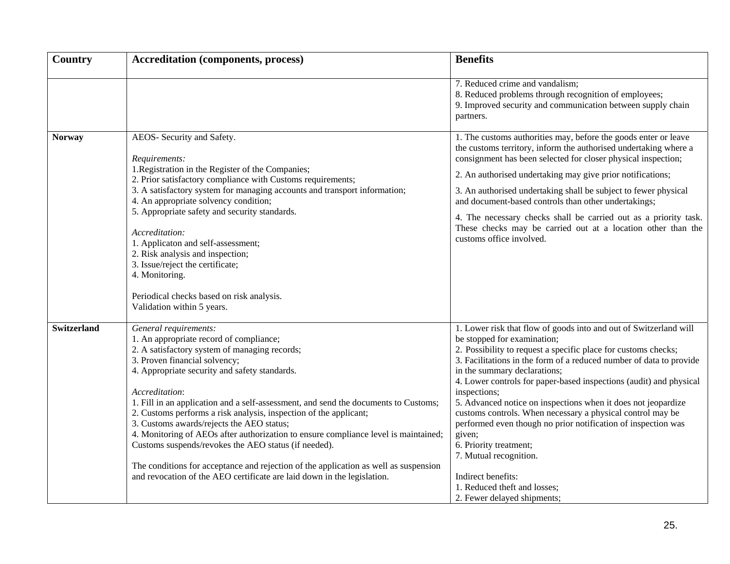| Country | Accreditation (components, process) | Benefits |
|---|---|---|
| | | 7. Reduced crime and vandalism;<br>8. Reduced problems through recognition of employees;<br>9. Improved security and communication between supply chain partners. |
| **Norway** | AEOS- Security and Safety.<br><br>*Requirements:*<br>1.Registration in the Register of the Companies;<br>2. Prior satisfactory compliance with Customs requirements;<br>3. A satisfactory system for managing accounts and transport information;<br>4. An appropriate solvency condition;<br>5. Appropriate safety and security standards.<br><br>*Accreditation:*<br>1. Applicaton and self-assessment;<br>2. Risk analysis and inspection;<br>3. Issue/reject the certificate;<br>4. Monitoring.<br><br>Periodical checks based on risk analysis.<br>Validation within 5 years. | 1. The customs authorities may, before the goods enter or leave the customs territory, inform the authorised undertaking where a consignment has been selected for closer physical inspection;<br>2. An authorised undertaking may give prior notifications;<br>3. An authorised undertaking shall be subject to fewer physical and document-based controls than other undertakings;<br>4. The necessary checks shall be carried out as a priority task. These checks may be carried out at a location other than the customs office involved. |
| **Switzerland** | *General requirements:*<br>1. An appropriate record of compliance;<br>2. A satisfactory system of managing records;<br>3. Proven financial solvency;<br>4. Appropriate security and safety standards.<br><br>*Accreditation*:<br>1. Fill in an application and a self-assessment, and send the documents to Customs;<br>2. Customs performs a risk analysis, inspection of the applicant;<br>3. Customs awards/rejects the AEO status;<br>4. Monitoring of AEOs after authorization to ensure compliance level is maintained; Customs suspends/revokes the AEO status (if needed).<br><br>The conditions for acceptance and rejection of the application as well as suspension and revocation of the AEO certificate are laid down in the legislation. | 1. Lower risk that flow of goods into and out of Switzerland will be stopped for examination;<br>2. Possibility to request a specific place for customs checks;<br>3. Facilitations in the form of a reduced number of data to provide in the summary declarations;<br>4. Lower controls for paper-based inspections (audit) and physical inspections;<br>5. Advanced notice on inspections when it does not jeopardize customs controls. When necessary a physical control may be performed even though no prior notification of inspection was given;<br>6. Priority treatment;<br>7. Mutual recognition.<br><br>Indirect benefits:<br>1. Reduced theft and losses;<br>2. Fewer delayed shipments; |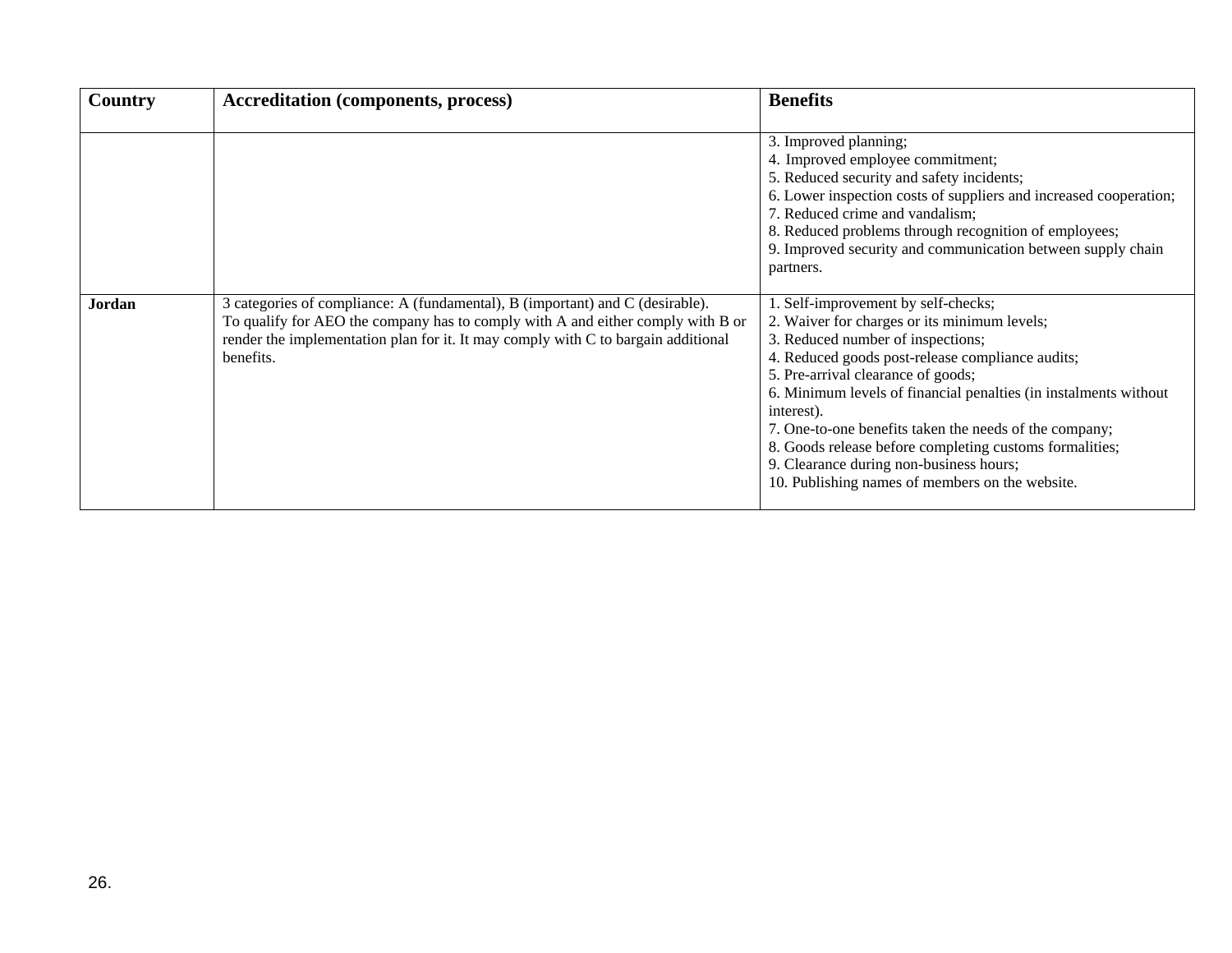| Country | Accreditation (components, process) | Benefits |
|---|---|---|
| | | 3. Improved planning;<br>4. Improved employee commitment;<br>5. Reduced security and safety incidents;<br>6. Lower inspection costs of suppliers and increased cooperation;<br>7. Reduced crime and vandalism;<br>8. Reduced problems through recognition of employees;<br>9. Improved security and communication between supply chain partners. |
| **Jordan** | 3 categories of compliance: A (fundamental), B (important) and C (desirable).<br>To qualify for AEO the company has to comply with A and either comply with B or render the implementation plan for it. It may comply with C to bargain additional benefits. | 1. Self-improvement by self-checks;<br>2. Waiver for charges or its minimum levels;<br>3. Reduced number of inspections;<br>4. Reduced goods post-release compliance audits;<br>5. Pre-arrival clearance of goods;<br>6. Minimum levels of financial penalties (in instalments without interest).<br>7. One-to-one benefits taken the needs of the company;<br>8. Goods release before completing customs formalities;<br>9. Clearance during non-business hours;<br>10. Publishing names of members on the website. |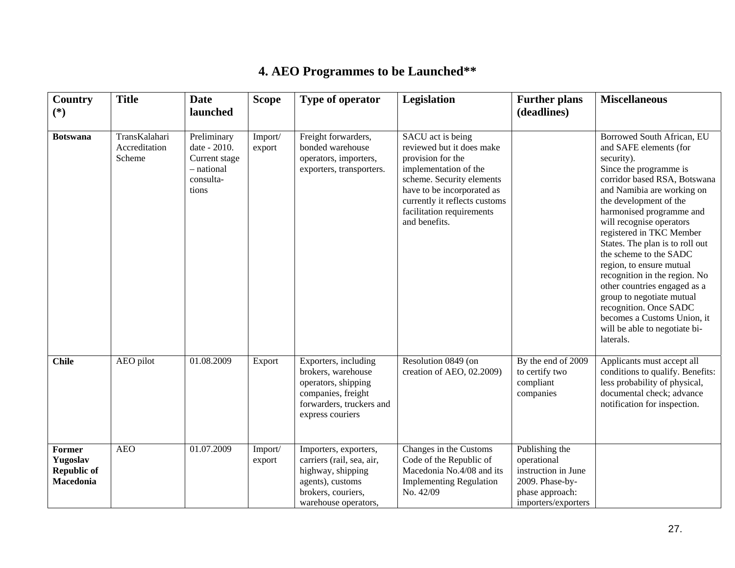# 4. AEO Programmes to be Launched**

| Country (*) | Title | Date launched | Scope | Type of operator | Legislation | Further plans (deadlines) | Miscellaneous |
|---|---|---|---|---|---|---|---|
| **Botswana** | TransKalahari Accreditation Scheme | Preliminary date - 2010. Current stage – national consulta-tions | Import/ export | Freight forwarders, bonded warehouse operators, importers, exporters, transporters. | SACU act is being reviewed but it does make provision for the implementation of the scheme. Security elements have to be incorporated as currently it reflects customs facilitation requirements and benefits. | | Borrowed South African, EU and SAFE elements (for security). Since the programme is corridor based RSA, Botswana and Namibia are working on the development of the harmonised programme and will recognise operators registered in TKC Member States. The plan is to roll out the scheme to the SADC region, to ensure mutual recognition in the region. No other countries engaged as a group to negotiate mutual recognition. Once SADC becomes a Customs Union, it will be able to negotiate bi-laterals. |
| **Chile** | AEO pilot | 01.08.2009 | Export | Exporters, including brokers, warehouse operators, shipping companies, freight forwarders, truckers and express couriers | Resolution 0849 (on creation of AEO, 02.2009) | By the end of 2009 to certify two compliant companies | Applicants must accept all conditions to qualify. Benefits: less probability of physical, documental check; advance notification for inspection. |
| **Former Yugoslav Republic of Macedonia** | AEO | 01.07.2009 | Import/ export | Importers, exporters, carriers (rail, sea, air, highway, shipping agents), customs brokers, couriers, warehouse operators, | Changes in the Customs Code of the Republic of Macedonia No.4/08 and its Implementing Regulation No. 42/09 | Publishing the operational instruction in June 2009. Phase-by-phase approach: importers/exporters | |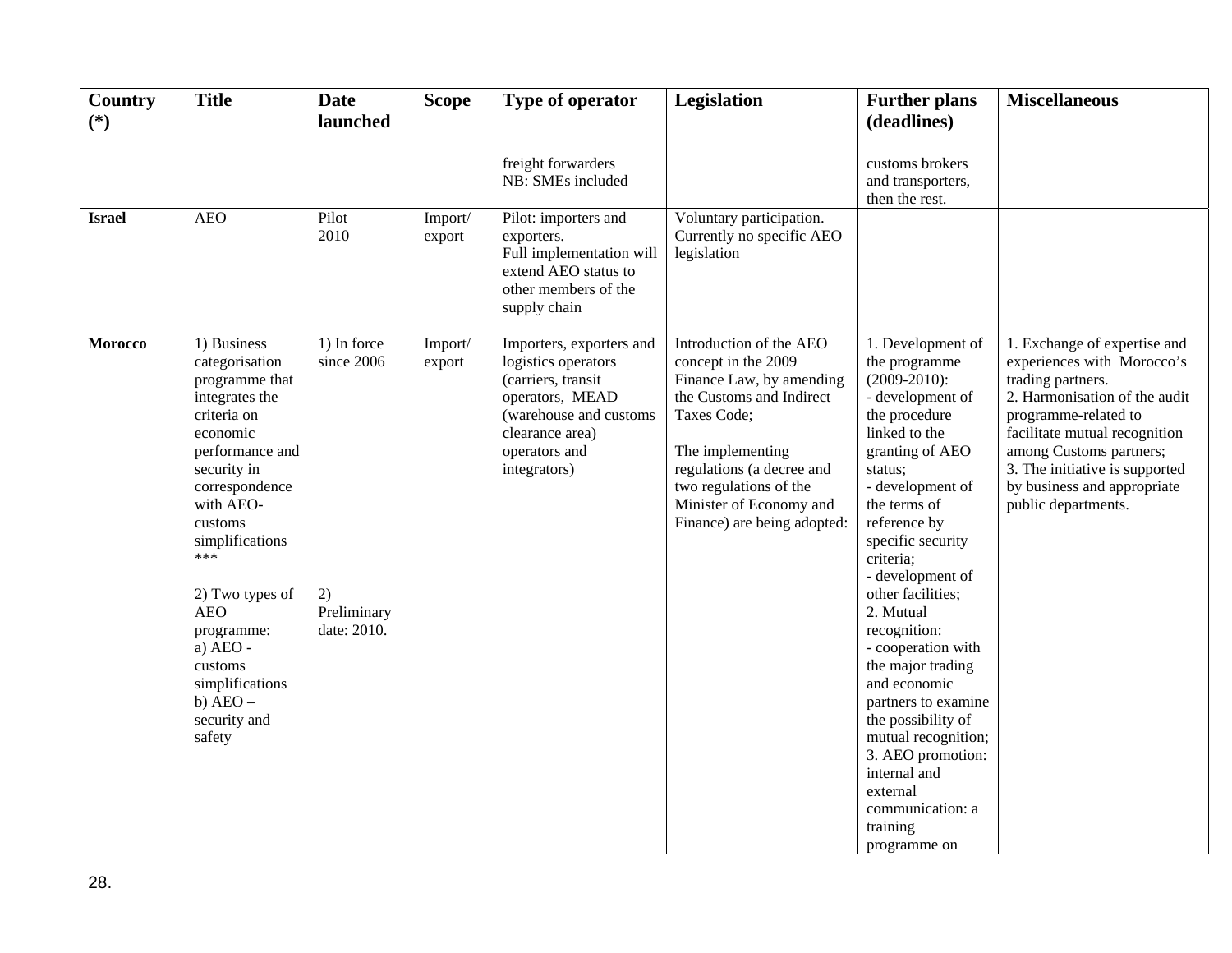| Country (*) | Title | Date launched | Scope | Type of operator | Legislation | Further plans (deadlines) | Miscellaneous |
|---|---|---|---|---|---|---|---|
| | | | | freight forwarders<br>NB: SMEs included | | customs brokers and transporters, then the rest. | |
| **Israel** | AEO | Pilot<br>2010 | Import/ export | Pilot: importers and exporters.<br>Full implementation will extend AEO status to other members of the supply chain | Voluntary participation.<br>Currently no specific AEO legislation | | |
| **Morocco** | 1) Business categorisation programme that integrates the criteria on economic performance and security in correspondence with AEO-customs simplifications<br>***<br><br>2) Two types of AEO programme:<br>a) AEO - customs simplifications<br>b) AEO – security and safety | 1) In force since 2006<br><br><br><br><br><br><br>2) Preliminary date: 2010. | Import/ export | Importers, exporters and logistics operators (carriers, transit operators, MEAD (warehouse and customs clearance area) operators and integrators) | Introduction of the AEO concept in the 2009 Finance Law, by amending the Customs and Indirect Taxes Code;<br><br>The implementing regulations (a decree and two regulations of the Minister of Economy and Finance) are being adopted: | 1. Development of the programme (2009-2010):<br>- development of the procedure linked to the granting of AEO status;<br>- development of the terms of reference by specific security criteria;<br>- development of other facilities;<br>2. Mutual recognition:<br>- cooperation with the major trading and economic partners to examine the possibility of mutual recognition;<br>3. AEO promotion: internal and external communication: a training programme on | 1. Exchange of expertise and experiences with Morocco's trading partners.<br>2. Harmonisation of the audit programme-related to facilitate mutual recognition among Customs partners;<br>3. The initiative is supported by business and appropriate public departments. |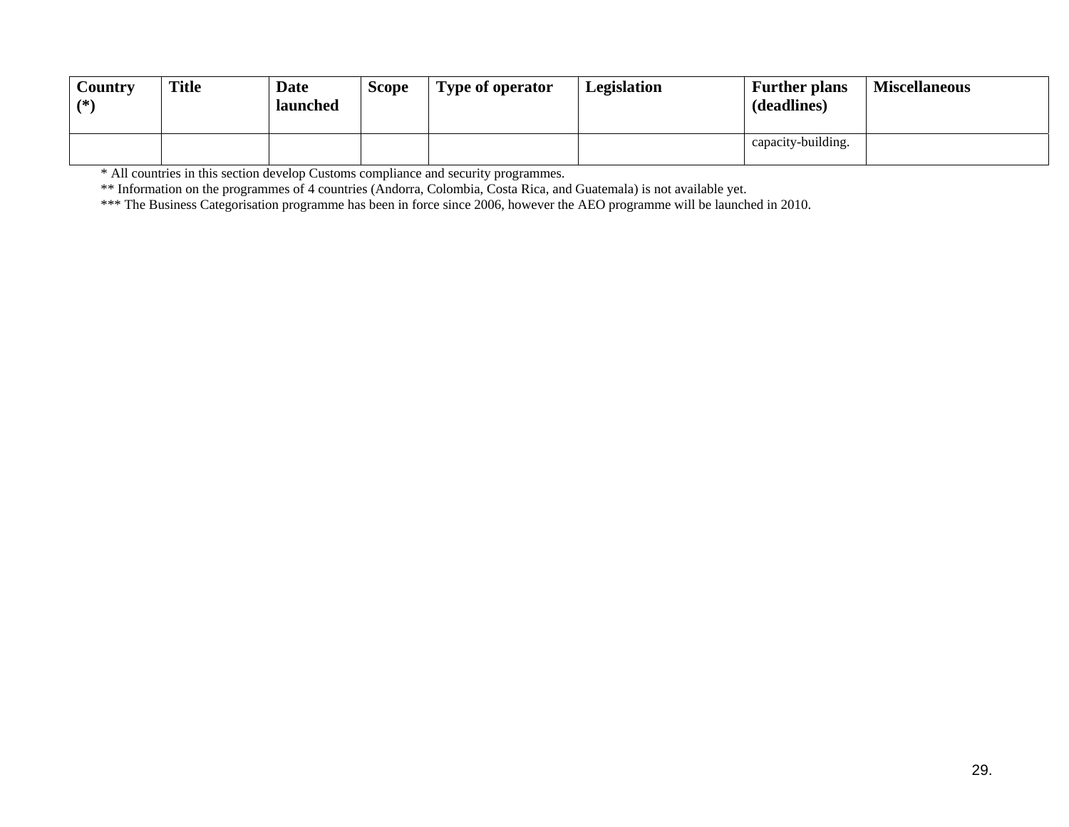| Country (*) | Title | Date launched | Scope | Type of operator | Legislation | Further plans (deadlines) | Miscellaneous |
|---|---|---|---|---|---|---|---|
| | | | | | | capacity-building. | |

* All countries in this section develop Customs compliance and security programmes.

** Information on the programmes of 4 countries (Andorra, Colombia, Costa Rica, and Guatemala) is not available yet.

*** The Business Categorisation programme has been in force since 2006, however the AEO programme will be launched in 2010.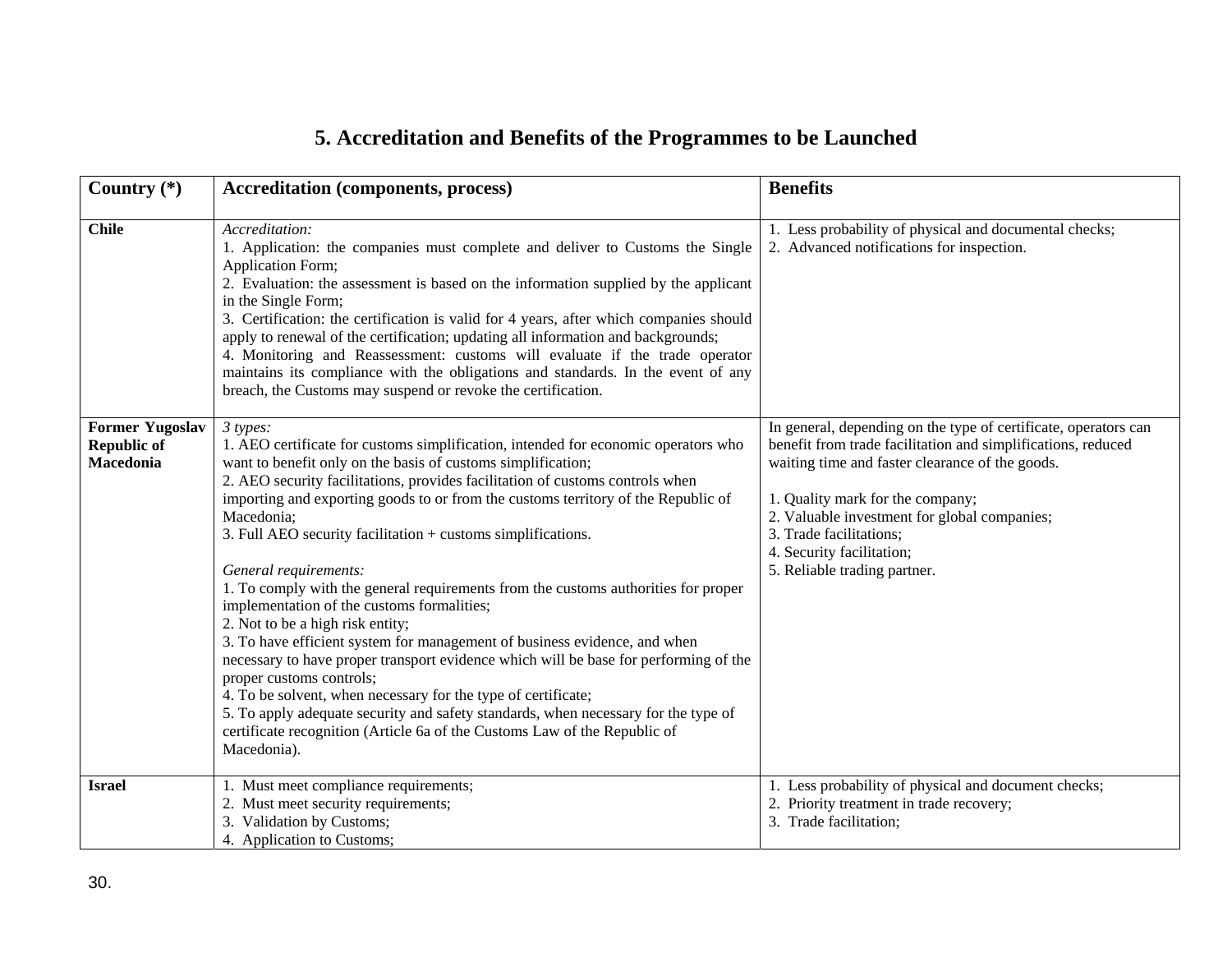# 5. Accreditation and Benefits of the Programmes to be Launched

| Country (*) | Accreditation (components, process) | Benefits |
|---|---|---|
| **Chile** | *Accreditation:*<br>1. Application: the companies must complete and deliver to Customs the Single Application Form;<br>2. Evaluation: the assessment is based on the information supplied by the applicant in the Single Form;<br>3. Certification: the certification is valid for 4 years, after which companies should apply to renewal of the certification; updating all information and backgrounds;<br>4. Monitoring and Reassessment: customs will evaluate if the trade operator maintains its compliance with the obligations and standards. In the event of any breach, the Customs may suspend or revoke the certification. | 1. Less probability of physical and documental checks;<br>2. Advanced notifications for inspection. |
| **Former Yugoslav Republic of Macedonia** | *3 types:*<br>1. AEO certificate for customs simplification, intended for economic operators who want to benefit only on the basis of customs simplification;<br>2. AEO security facilitations, provides facilitation of customs controls when importing and exporting goods to or from the customs territory of the Republic of Macedonia;<br>3. Full AEO security facilitation + customs simplifications.<br><br>*General requirements:*<br>1. To comply with the general requirements from the customs authorities for proper implementation of the customs formalities;<br>2. Not to be a high risk entity;<br>3. To have efficient system for management of business evidence, and when necessary to have proper transport evidence which will be base for performing of the proper customs controls;<br>4. To be solvent, when necessary for the type of certificate;<br>5. To apply adequate security and safety standards, when necessary for the type of certificate recognition (Article 6a of the Customs Law of the Republic of Macedonia). | In general, depending on the type of certificate, operators can benefit from trade facilitation and simplifications, reduced waiting time and faster clearance of the goods.<br><br>1. Quality mark for the company;<br>2. Valuable investment for global companies;<br>3. Trade facilitations;<br>4. Security facilitation;<br>5. Reliable trading partner. |
| **Israel** | 1. Must meet compliance requirements;<br>2. Must meet security requirements;<br>3. Validation by Customs;<br>4. Application to Customs; | 1. Less probability of physical and document checks;<br>2. Priority treatment in trade recovery;<br>3. Trade facilitation; |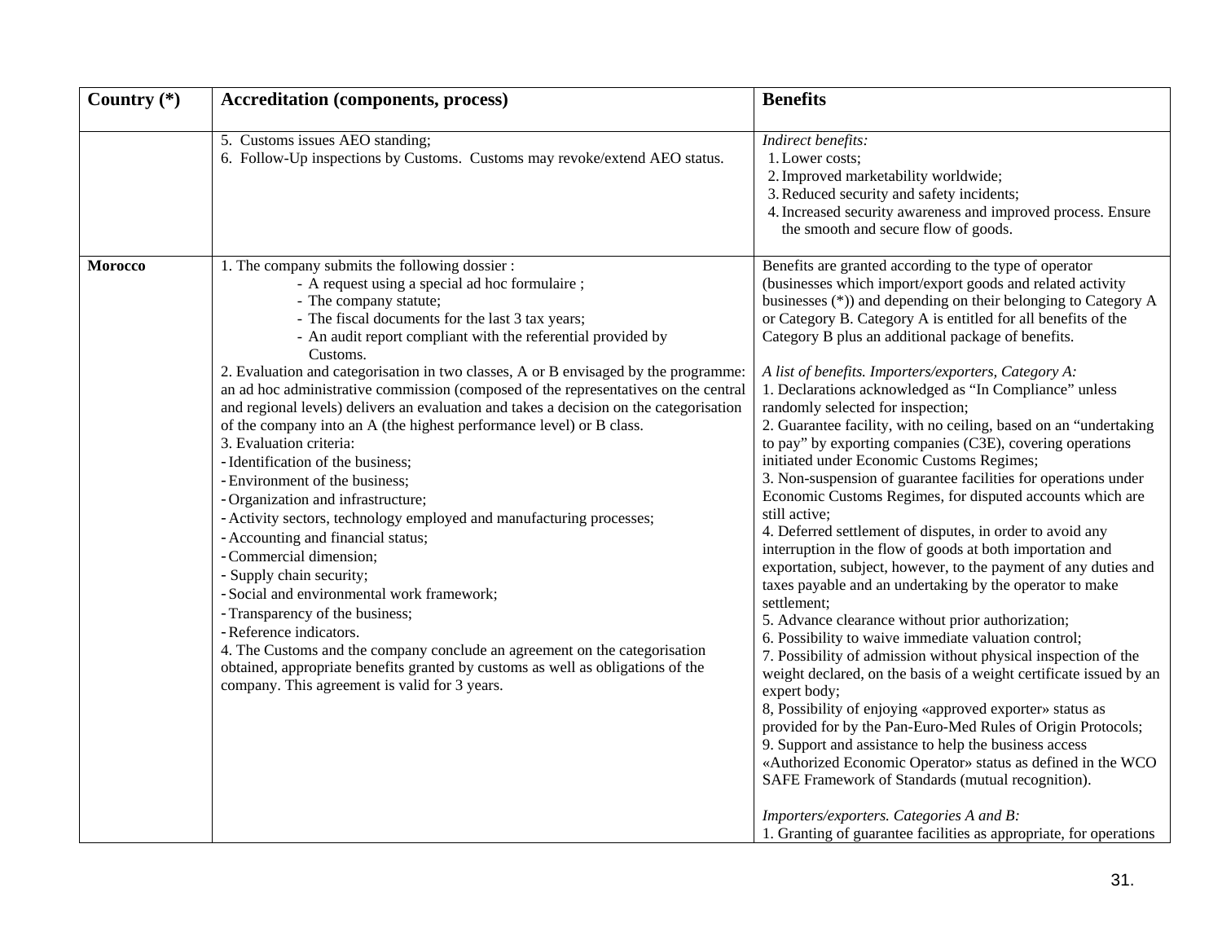| Country (*) | Accreditation (components, process) | Benefits |
|---|---|---|
| | 5. Customs issues AEO standing;<br>6. Follow-Up inspections by Customs. Customs may revoke/extend AEO status. | *Indirect benefits:*<br>1. Lower costs;<br>2. Improved marketability worldwide;<br>3. Reduced security and safety incidents;<br>4. Increased security awareness and improved process. Ensure the smooth and secure flow of goods. |
| **Morocco** | 1. The company submits the following dossier :<br>- A request using a special ad hoc formulaire ;<br>- The company statute;<br>- The fiscal documents for the last 3 tax years;<br>- An audit report compliant with the referential provided by Customs.<br>2. Evaluation and categorisation in two classes, A or B envisaged by the programme: an ad hoc administrative commission (composed of the representatives on the central and regional levels) delivers an evaluation and takes a decision on the categorisation of the company into an A (the highest performance level) or B class.<br>3. Evaluation criteria:<br>- Identification of the business;<br>- Environment of the business;<br>- Organization and infrastructure;<br>- Activity sectors, technology employed and manufacturing processes;<br>- Accounting and financial status;<br>- Commercial dimension;<br>- Supply chain security;<br>- Social and environmental work framework;<br>- Transparency of the business;<br>- Reference indicators.<br>4. The Customs and the company conclude an agreement on the categorisation obtained, appropriate benefits granted by customs as well as obligations of the company. This agreement is valid for 3 years. | Benefits are granted according to the type of operator (businesses which import/export goods and related activity businesses (*)) and depending on their belonging to Category A or Category B. Category A is entitled for all benefits of the Category B plus an additional package of benefits.<br><br>*A list of benefits. Importers/exporters, Category A:*<br>1. Declarations acknowledged as "In Compliance" unless randomly selected for inspection;<br>2. Guarantee facility, with no ceiling, based on an "undertaking to pay" by exporting companies (C3E), covering operations initiated under Economic Customs Regimes;<br>3. Non-suspension of guarantee facilities for operations under Economic Customs Regimes, for disputed accounts which are still active;<br>4. Deferred settlement of disputes, in order to avoid any interruption in the flow of goods at both importation and exportation, subject, however, to the payment of any duties and taxes payable and an undertaking by the operator to make settlement;<br>5. Advance clearance without prior authorization;<br>6. Possibility to waive immediate valuation control;<br>7. Possibility of admission without physical inspection of the weight declared, on the basis of a weight certificate issued by an expert body;<br>8, Possibility of enjoying «approved exporter» status as provided for by the Pan-Euro-Med Rules of Origin Protocols;<br>9. Support and assistance to help the business access «Authorized Economic Operator» status as defined in the WCO SAFE Framework of Standards (mutual recognition).<br><br>*Importers/exporters. Categories A and B:*<br>1. Granting of guarantee facilities as appropriate, for operations |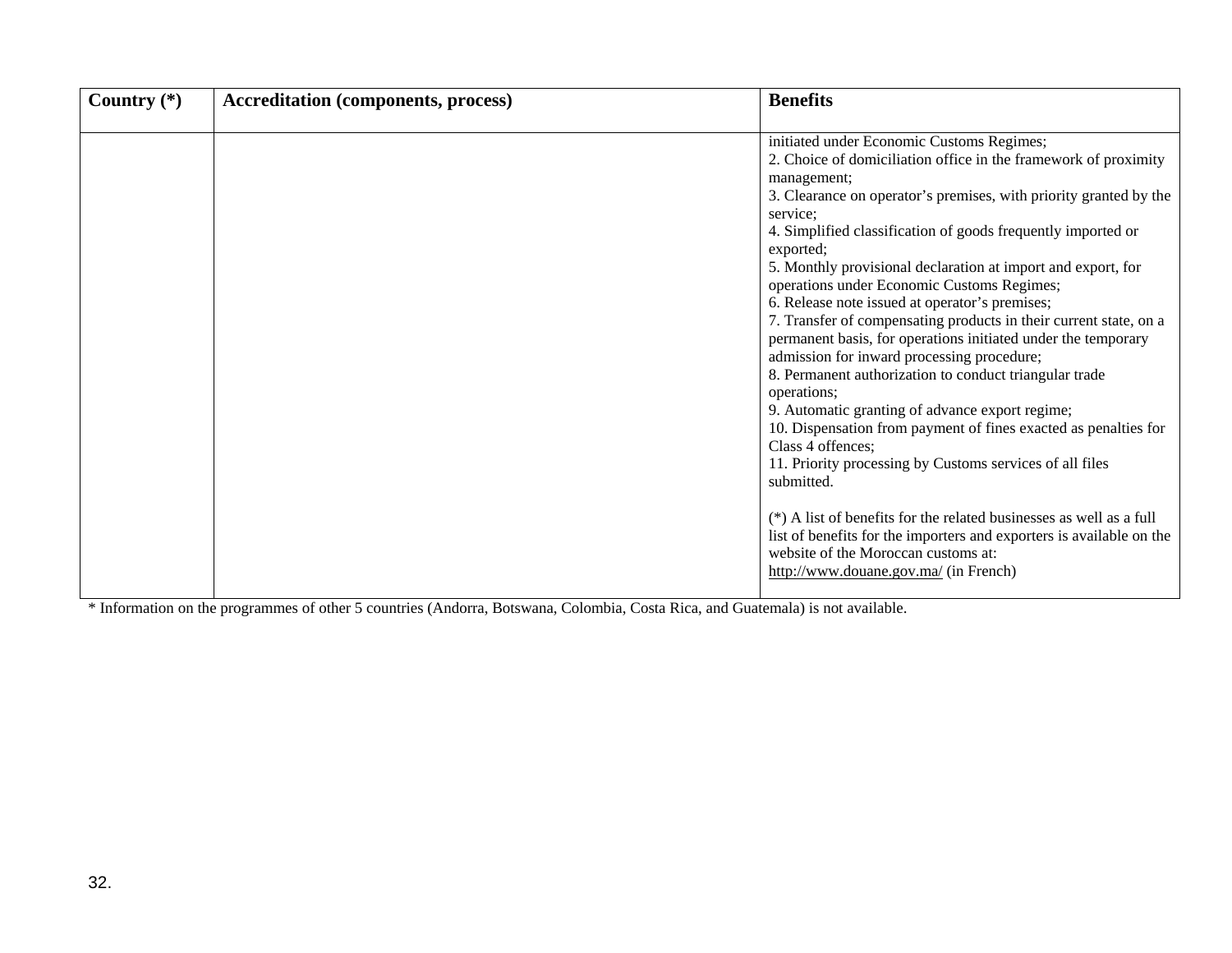| Country (*) | Accreditation (components, process) | Benefits |
|---|---|---|
| | | initiated under Economic Customs Regimes;<br>2. Choice of domiciliation office in the framework of proximity management;<br>3. Clearance on operator's premises, with priority granted by the service;<br>4. Simplified classification of goods frequently imported or exported;<br>5. Monthly provisional declaration at import and export, for operations under Economic Customs Regimes;<br>6. Release note issued at operator's premises;<br>7. Transfer of compensating products in their current state, on a permanent basis, for operations initiated under the temporary admission for inward processing procedure;<br>8. Permanent authorization to conduct triangular trade operations;<br>9. Automatic granting of advance export regime;<br>10. Dispensation from payment of fines exacted as penalties for Class 4 offences;<br>11. Priority processing by Customs services of all files submitted.<br><br>(*) A list of benefits for the related businesses as well as a full list of benefits for the importers and exporters is available on the website of the Moroccan customs at: http://www.douane.gov.ma/ (in French) |

* Information on the programmes of other 5 countries (Andorra, Botswana, Colombia, Costa Rica, and Guatemala) is not available.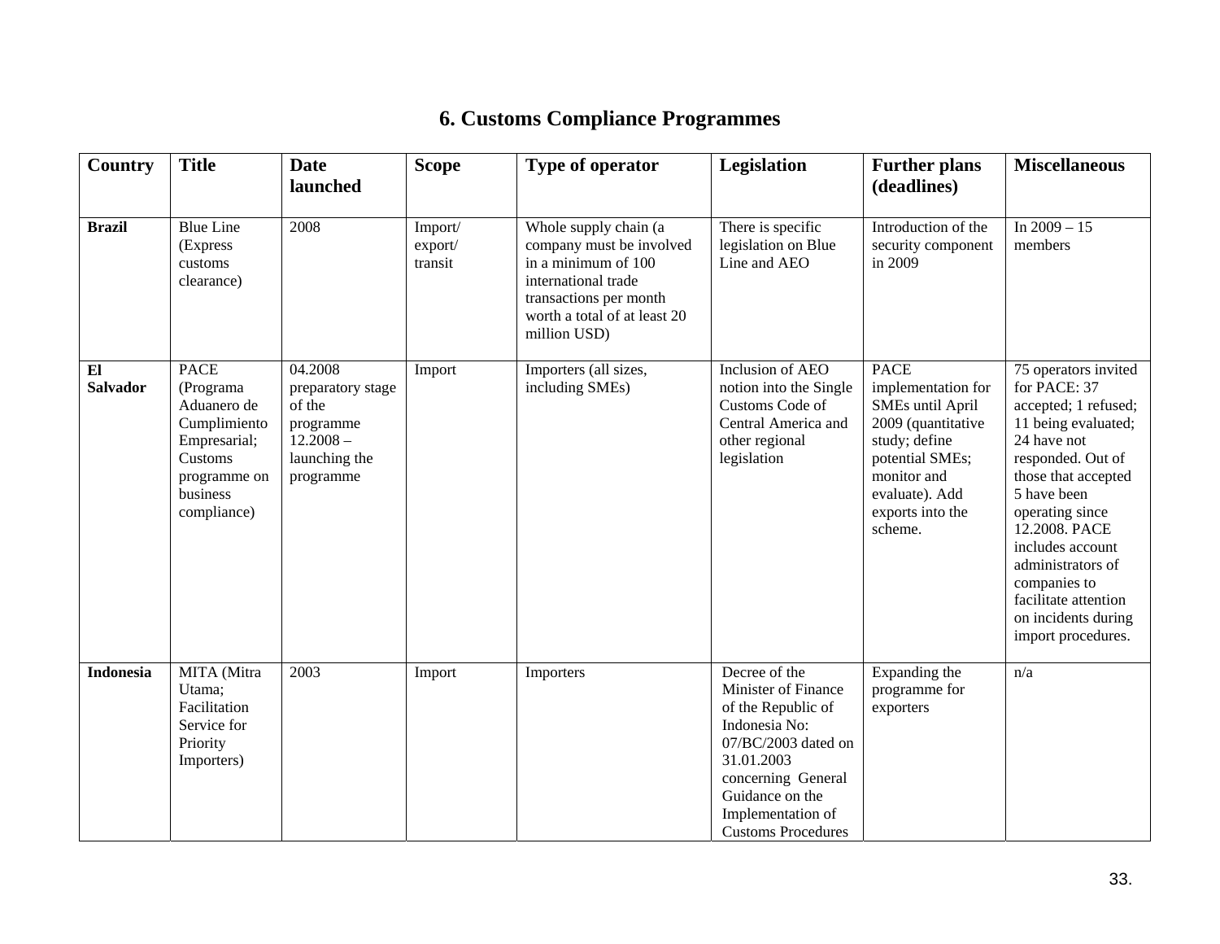## 6. Customs Compliance Programmes

| Country | Title | Date launched | Scope | Type of operator | Legislation | Further plans (deadlines) | Miscellaneous |
|---|---|---|---|---|---|---|---|
| **Brazil** | Blue Line (Express customs clearance) | 2008 | Import/ export/ transit | Whole supply chain (a company must be involved in a minimum of 100 international trade transactions per month worth a total of at least 20 million USD) | There is specific legislation on Blue Line and AEO | Introduction of the security component in 2009 | In 2009 – 15 members |
| **El Salvador** | PACE (Programa Aduanero de Cumplimiento Empresarial; Customs programme on business compliance) | 04.2008 preparatory stage of the programme 12.2008 – launching the programme | Import | Importers (all sizes, including SMEs) | Inclusion of AEO notion into the Single Customs Code of Central America and other regional legislation | PACE implementation for SMEs until April 2009 (quantitative study; define potential SMEs; monitor and evaluate). Add exports into the scheme. | 75 operators invited for PACE: 37 accepted; 1 refused; 11 being evaluated; 24 have not responded. Out of those that accepted 5 have been operating since 12.2008. PACE includes account administrators of companies to facilitate attention on incidents during import procedures. |
| **Indonesia** | MITA (Mitra Utama; Facilitation Service for Priority Importers) | 2003 | Import | Importers | Decree of the Minister of Finance of the Republic of Indonesia No: 07/BC/2003 dated on 31.01.2003 concerning General Guidance on the Implementation of Customs Procedures | Expanding the programme for exporters | n/a |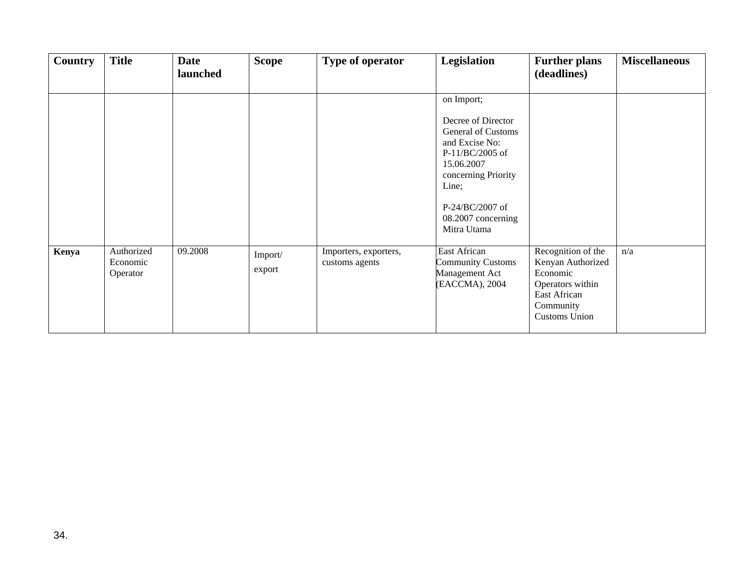| Country | Title | Date launched | Scope | Type of operator | Legislation | Further plans (deadlines) | Miscellaneous |
|---|---|---|---|---|---|---|---|
| | | | | | on Import;<br><br>Decree of Director General of Customs and Excise No: P-11/BC/2005 of 15.06.2007 concerning Priority Line;<br><br>P-24/BC/2007 of 08.2007 concerning Mitra Utama | | |
| **Kenya** | Authorized Economic Operator | 09.2008 | Import/ export | Importers, exporters, customs agents | East African Community Customs Management Act (EACCMA), 2004 | Recognition of the Kenyan Authorized Economic Operators within East African Community Customs Union | n/a |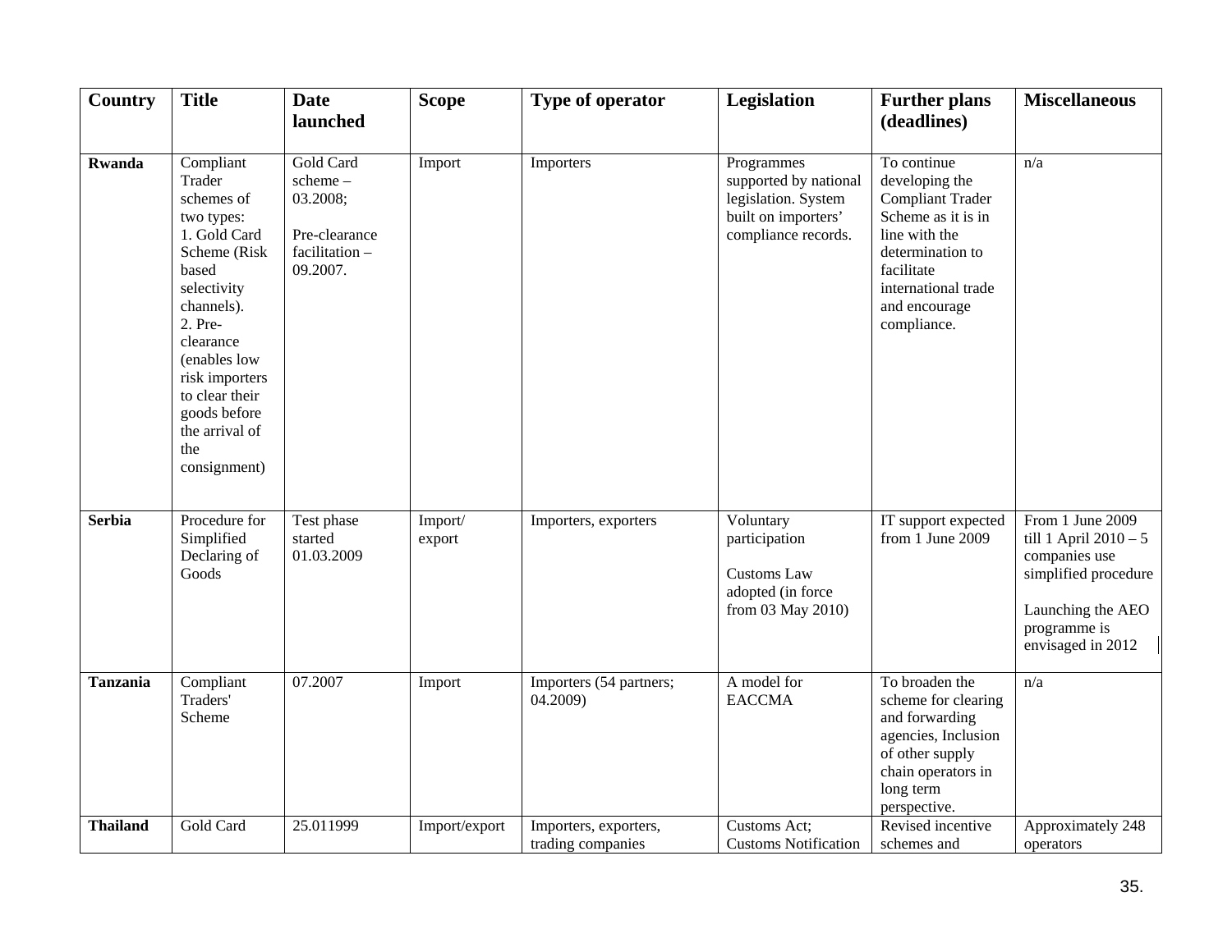| Country | Title | Date launched | Scope | Type of operator | Legislation | Further plans (deadlines) | Miscellaneous |
|---|---|---|---|---|---|---|---|
| **Rwanda** | Compliant Trader schemes of two types:<br>1. Gold Card Scheme (Risk based selectivity channels).<br>2. Pre-clearance (enables low risk importers to clear their goods before the arrival of the consignment) | Gold Card scheme – 03.2008;<br><br>Pre-clearance facilitation – 09.2007. | Import | Importers | Programmes supported by national legislation. System built on importers' compliance records. | To continue developing the Compliant Trader Scheme as it is in line with the determination to facilitate international trade and encourage compliance. | n/a |
| **Serbia** | Procedure for Simplified Declaring of Goods | Test phase started 01.03.2009 | Import/ export | Importers, exporters | Voluntary participation<br><br>Customs Law adopted (in force from 03 May 2010) | IT support expected from 1 June 2009 | From 1 June 2009 till 1 April 2010 – 5 companies use simplified procedure<br><br>Launching the AEO programme is envisaged in 2012 |
| **Tanzania** | Compliant Traders' Scheme | 07.2007 | Import | Importers (54 partners; 04.2009) | A model for EACCMA | To broaden the scheme for clearing and forwarding agencies, Inclusion of other supply chain operators in long term perspective. | n/a |
| **Thailand** | Gold Card | 25.011999 | Import/export | Importers, exporters, trading companies | Customs Act; Customs Notification | Revised incentive schemes and | Approximately 248 operators |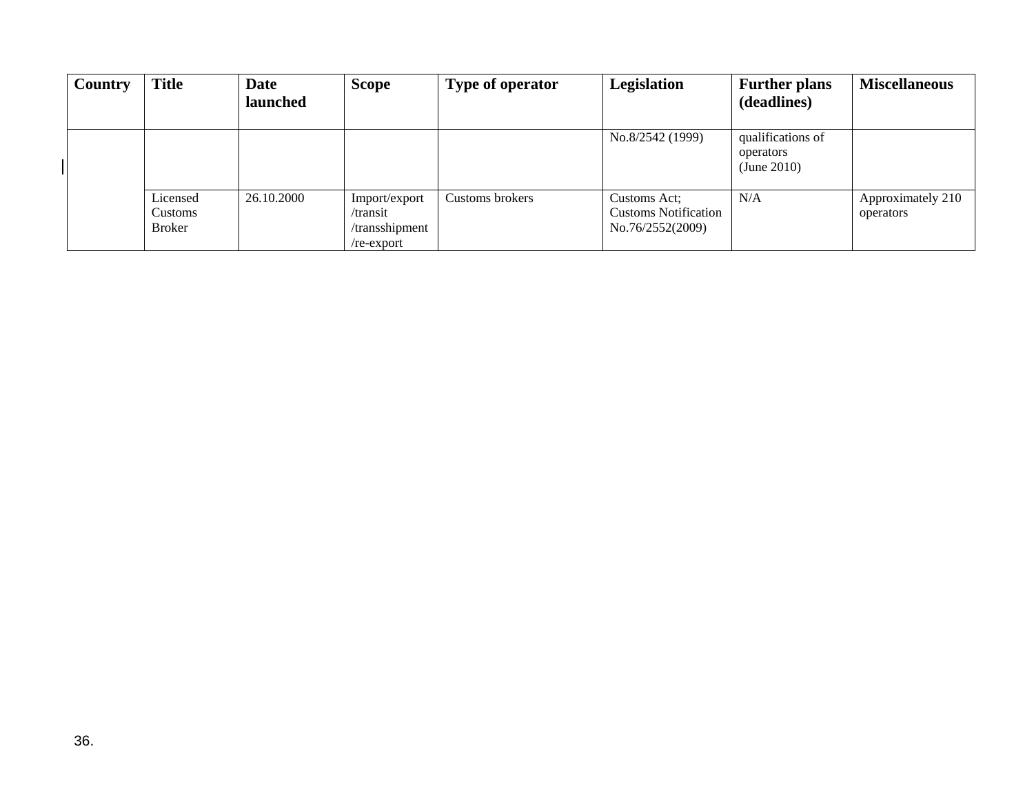| Country | Title | Date launched | Scope | Type of operator | Legislation | Further plans (deadlines) | Miscellaneous |
|---|---|---|---|---|---|---|---|
| | | | | | No.8/2542 (1999) | qualifications of operators (June 2010) | |
| | Licensed Customs Broker | 26.10.2000 | Import/export /transit /transshipment /re-export | Customs brokers | Customs Act; Customs Notification No.76/2552(2009) | N/A | Approximately 210 operators |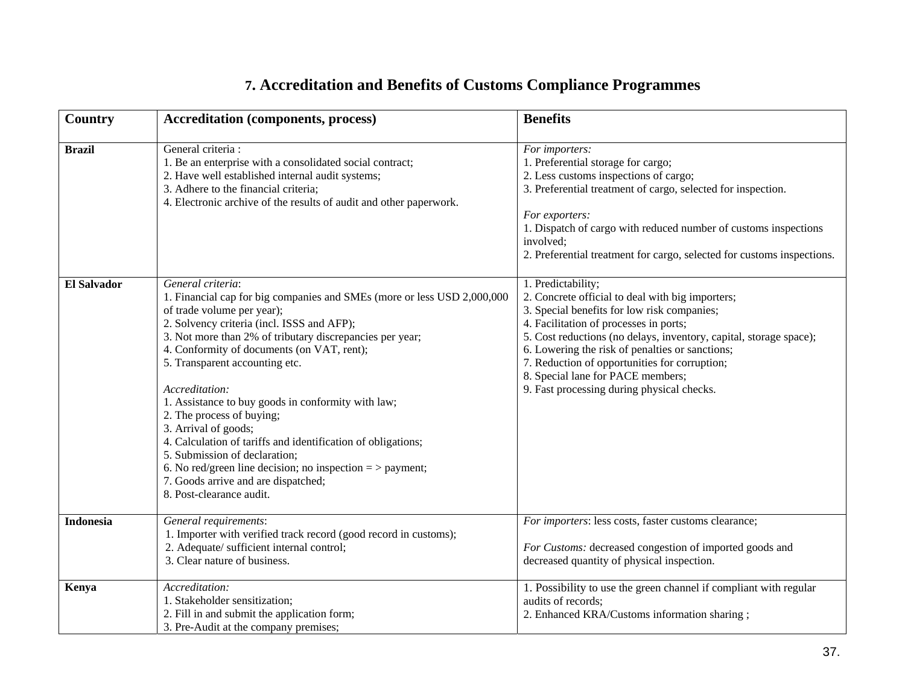## 7. Accreditation and Benefits of Customs Compliance Programmes

| Country | Accreditation (components, process) | Benefits |
|---|---|---|
| **Brazil** | General criteria :<br>1. Be an enterprise with a consolidated social contract;<br>2. Have well established internal audit systems;<br>3. Adhere to the financial criteria;<br>4. Electronic archive of the results of audit and other paperwork. | *For importers:*<br>1. Preferential storage for cargo;<br>2. Less customs inspections of cargo;<br>3. Preferential treatment of cargo, selected for inspection.<br><br>*For exporters:*<br>1. Dispatch of cargo with reduced number of customs inspections involved;<br>2. Preferential treatment for cargo, selected for customs inspections. |
| **El Salvador** | *General criteria*:<br>1. Financial cap for big companies and SMEs (more or less USD 2,000,000 of trade volume per year);<br>2. Solvency criteria (incl. ISSS and AFP);<br>3. Not more than 2% of tributary discrepancies per year;<br>4. Conformity of documents (on VAT, rent);<br>5. Transparent accounting etc.<br><br>*Accreditation:*<br>1. Assistance to buy goods in conformity with law;<br>2. The process of buying;<br>3. Arrival of goods;<br>4. Calculation of tariffs and identification of obligations;<br>5. Submission of declaration;<br>6. No red/green line decision; no inspection = > payment;<br>7. Goods arrive and are dispatched;<br>8. Post-clearance audit. | 1. Predictability;<br>2. Concrete official to deal with big importers;<br>3. Special benefits for low risk companies;<br>4. Facilitation of processes in ports;<br>5. Cost reductions (no delays, inventory, capital, storage space);<br>6. Lowering the risk of penalties or sanctions;<br>7. Reduction of opportunities for corruption;<br>8. Special lane for PACE members;<br>9. Fast processing during physical checks. |
| **Indonesia** | *General requirements*:<br>1. Importer with verified track record (good record in customs);<br>2. Adequate/ sufficient internal control;<br>3. Clear nature of business. | *For importers*: less costs, faster customs clearance;<br><br>*For Customs:* decreased congestion of imported goods and decreased quantity of physical inspection. |
| **Kenya** | *Accreditation:*<br>1. Stakeholder sensitization;<br>2. Fill in and submit the application form;<br>3. Pre-Audit at the company premises; | 1. Possibility to use the green channel if compliant with regular audits of records;<br>2. Enhanced KRA/Customs information sharing ; |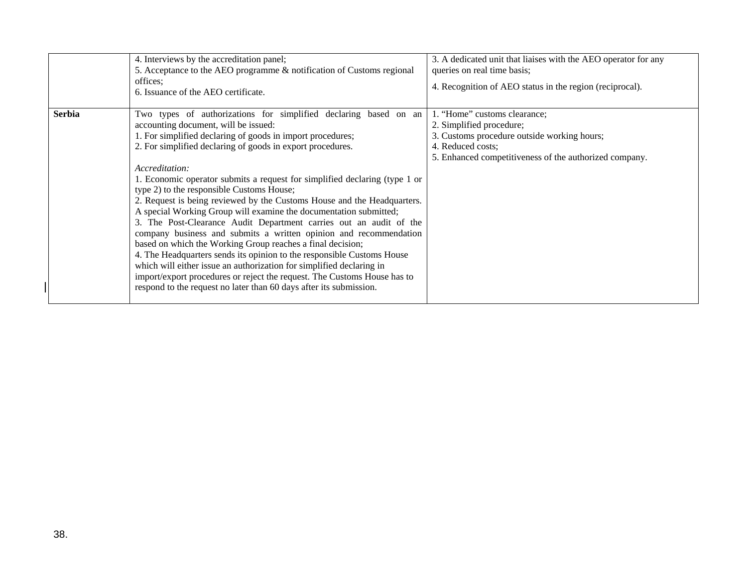| | | |
|---|---|---|
| | 4. Interviews by the accreditation panel;<br>5. Acceptance to the AEO programme & notification of Customs regional offices;<br>6. Issuance of the AEO certificate. | 3. A dedicated unit that liaises with the AEO operator for any queries on real time basis;<br><br>4. Recognition of AEO status in the region (reciprocal). |
| **Serbia** | Two types of authorizations for simplified declaring based on an accounting document, will be issued:<br>1. For simplified declaring of goods in import procedures;<br>2. For simplified declaring of goods in export procedures.<br><br>*Accreditation:*<br>1. Economic operator submits a request for simplified declaring (type 1 or type 2) to the responsible Customs House;<br>2. Request is being reviewed by the Customs House and the Headquarters. A special Working Group will examine the documentation submitted;<br>3. The Post-Clearance Audit Department carries out an audit of the company business and submits a written opinion and recommendation based on which the Working Group reaches a final decision;<br>4. The Headquarters sends its opinion to the responsible Customs House which will either issue an authorization for simplified declaring in import/export procedures or reject the request. The Customs House has to respond to the request no later than 60 days after its submission. | 1. "Home" customs clearance;<br>2. Simplified procedure;<br>3. Customs procedure outside working hours;<br>4. Reduced costs;<br>5. Enhanced competitiveness of the authorized company. |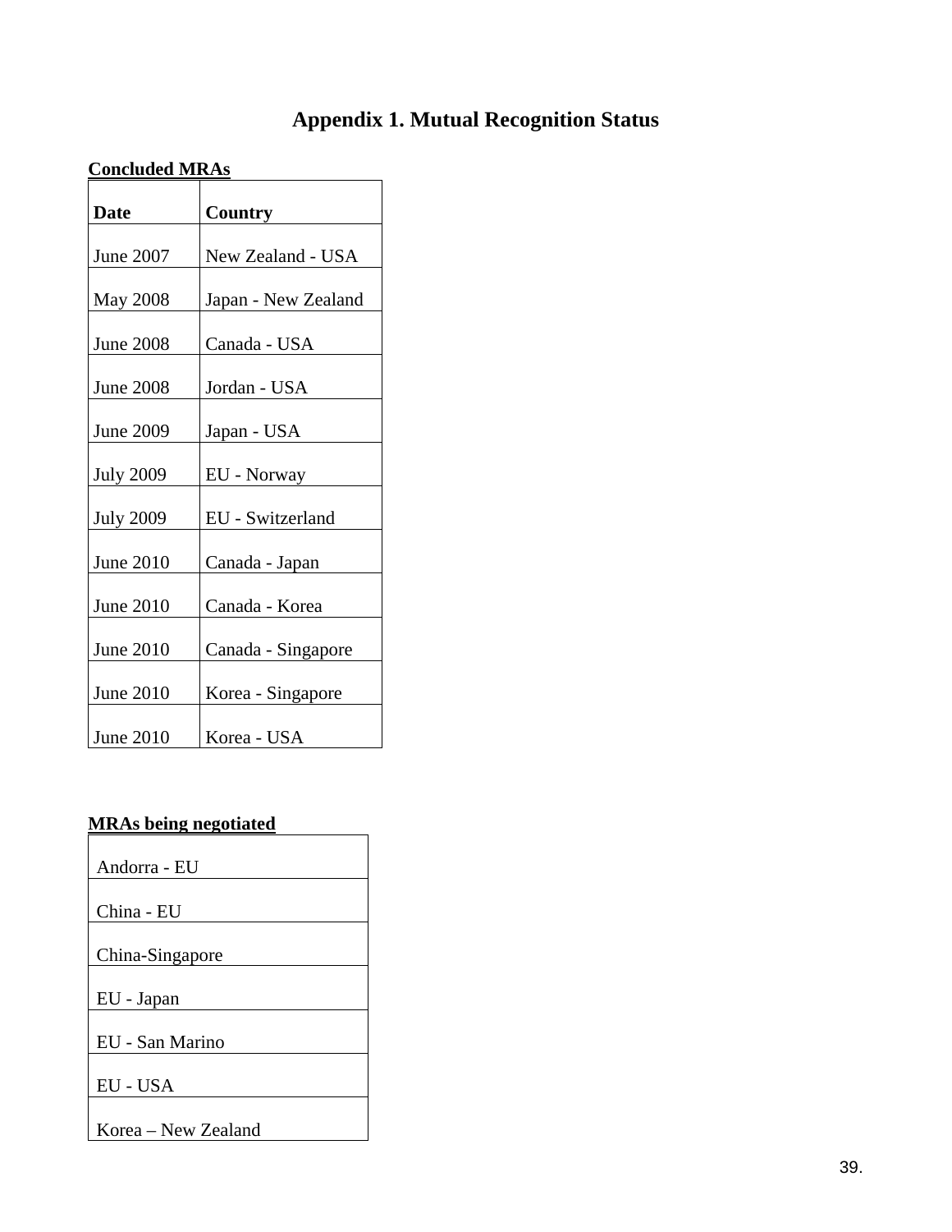# Appendix 1. Mutual Recognition Status

**Concluded MRAs**

| Date | Country |
| --- | --- |
| June 2007 | New Zealand - USA |
| May 2008 | Japan - New Zealand |
| June 2008 | Canada - USA |
| June 2008 | Jordan - USA |
| June 2009 | Japan - USA |
| July 2009 | EU - Norway |
| July 2009 | EU - Switzerland |
| June 2010 | Canada - Japan |
| June 2010 | Canada - Korea |
| June 2010 | Canada - Singapore |
| June 2010 | Korea - Singapore |
| June 2010 | Korea - USA |

**MRAs being negotiated**

| |
| --- |
| Andorra - EU |
| China - EU |
| China-Singapore |
| EU - Japan |
| EU - San Marino |
| EU - USA |
| Korea – New Zealand |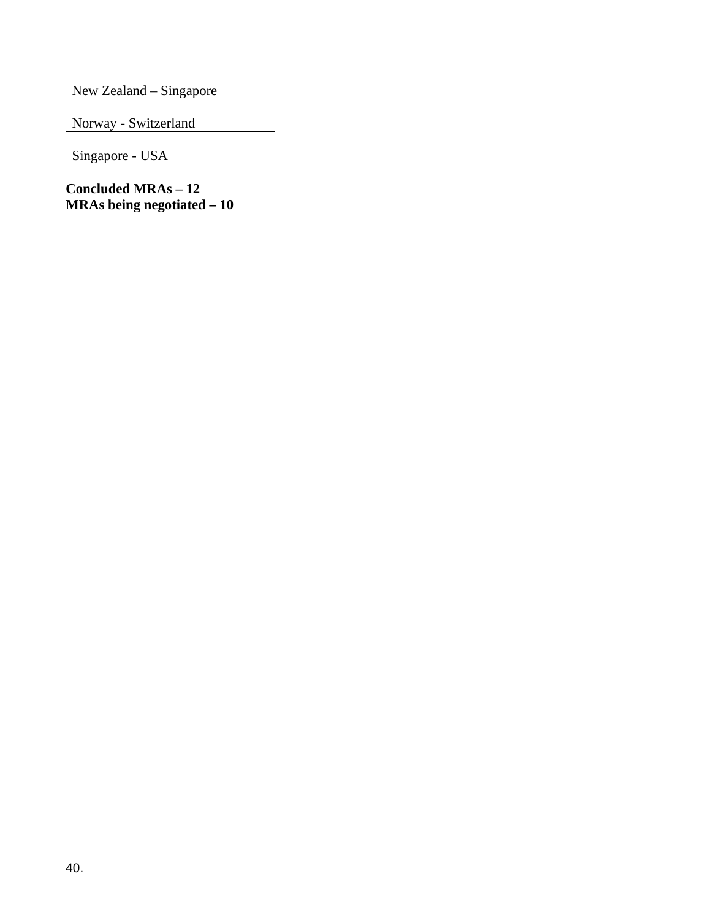| New Zealand – Singapore |
| --- |
| Norway - Switzerland |
| Singapore - USA |

**Concluded MRAs – 12**
**MRAs being negotiated – 10**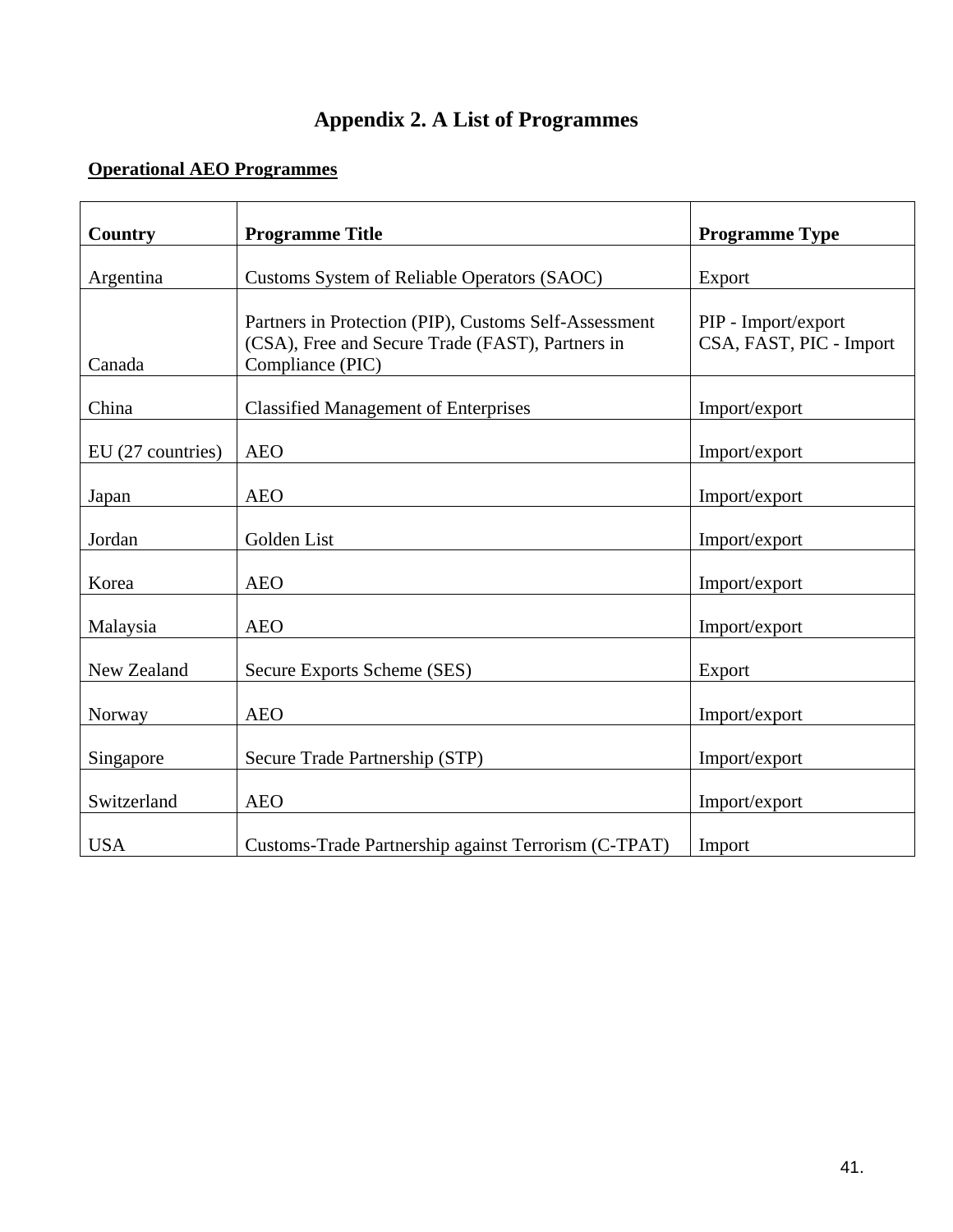# Appendix 2. A List of Programmes

**Operational AEO Programmes**

| **Country** | **Programme Title** | **Programme Type** |
|---|---|---|
| Argentina | Customs System of Reliable Operators (SAOC) | Export |
| Canada | Partners in Protection (PIP), Customs Self-Assessment (CSA), Free and Secure Trade (FAST), Partners in Compliance (PIC) | PIP - Import/export<br>CSA, FAST, PIC - Import |
| China | Classified Management of Enterprises | Import/export |
| EU (27 countries) | AEO | Import/export |
| Japan | AEO | Import/export |
| Jordan | Golden List | Import/export |
| Korea | AEO | Import/export |
| Malaysia | AEO | Import/export |
| New Zealand | Secure Exports Scheme (SES) | Export |
| Norway | AEO | Import/export |
| Singapore | Secure Trade Partnership (STP) | Import/export |
| Switzerland | AEO | Import/export |
| USA | Customs-Trade Partnership against Terrorism (C-TPAT) | Import |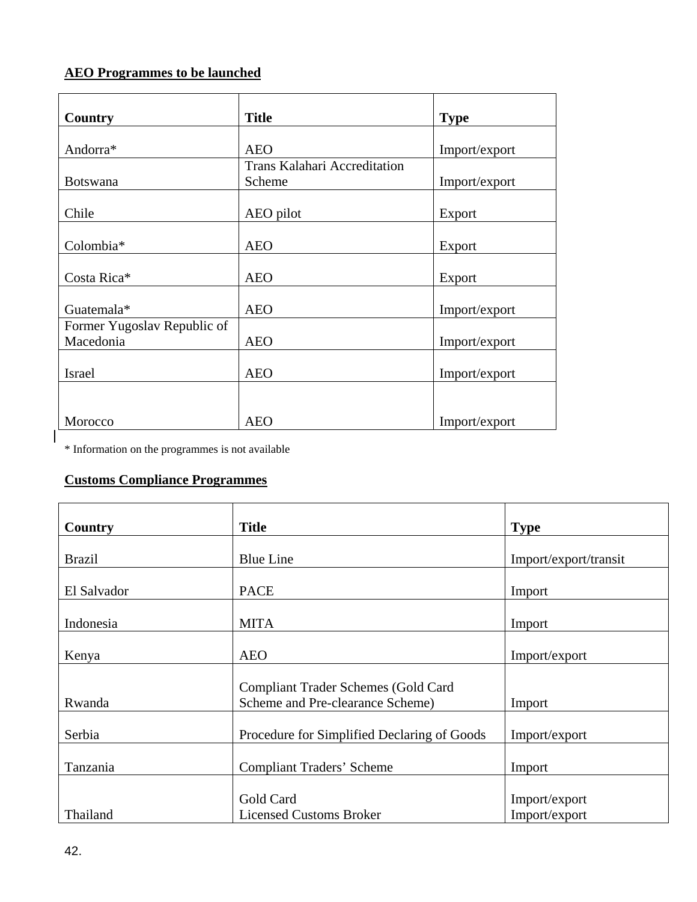**AEO Programmes to be launched**

| Country | Title | Type |
|---|---|---|
| Andorra* | AEO | Import/export |
| Botswana | Trans Kalahari Accreditation Scheme | Import/export |
| Chile | AEO pilot | Export |
| Colombia* | AEO | Export |
| Costa Rica* | AEO | Export |
| Guatemala* | AEO | Import/export |
| Former Yugoslav Republic of Macedonia | AEO | Import/export |
| Israel | AEO | Import/export |
| Morocco | AEO | Import/export |

* Information on the programmes is not available

**Customs Compliance Programmes**

| Country | Title | Type |
|---|---|---|
| Brazil | Blue Line | Import/export/transit |
| El Salvador | PACE | Import |
| Indonesia | MITA | Import |
| Kenya | AEO | Import/export |
| Rwanda | Compliant Trader Schemes (Gold Card Scheme and Pre-clearance Scheme) | Import |
| Serbia | Procedure for Simplified Declaring of Goods | Import/export |
| Tanzania | Compliant Traders' Scheme | Import |
| Thailand | Gold Card<br>Licensed Customs Broker | Import/export<br>Import/export |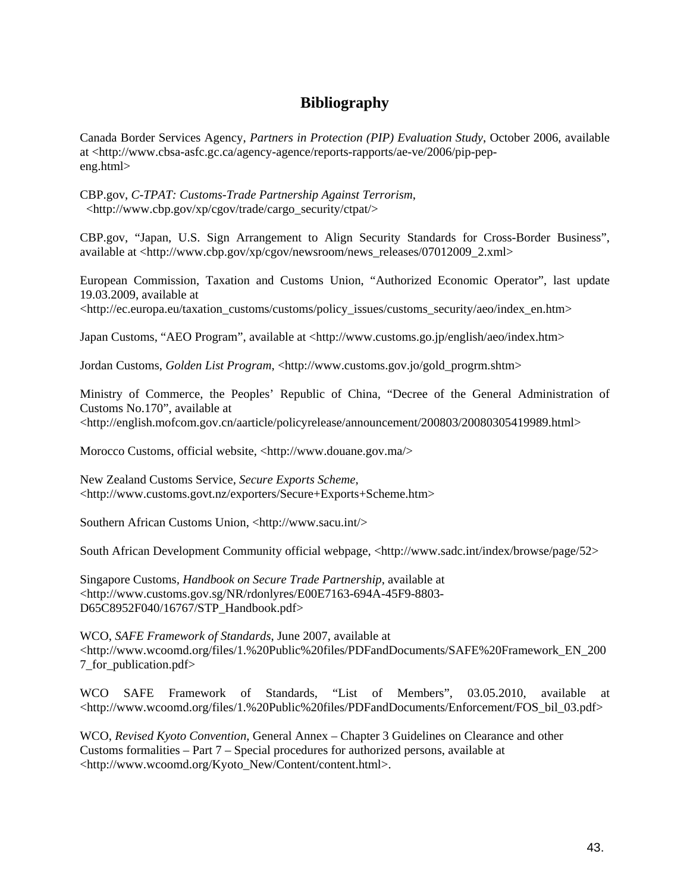# Bibliography

Canada Border Services Agency, *Partners in Protection (PIP) Evaluation Study*, October 2006, available at <http://www.cbsa-asfc.gc.ca/agency-agence/reports-rapports/ae-ve/2006/pip-pep-eng.html>

CBP.gov, *C-TPAT: Customs-Trade Partnership Against Terrorism*, <http://www.cbp.gov/xp/cgov/trade/cargo_security/ctpat/>

CBP.gov, "Japan, U.S. Sign Arrangement to Align Security Standards for Cross-Border Business", available at <http://www.cbp.gov/xp/cgov/newsroom/news_releases/07012009_2.xml>

European Commission, Taxation and Customs Union, "Authorized Economic Operator", last update 19.03.2009, available at <http://ec.europa.eu/taxation_customs/customs/policy_issues/customs_security/aeo/index_en.htm>

Japan Customs, "AEO Program", available at <http://www.customs.go.jp/english/aeo/index.htm>

Jordan Customs, *Golden List Program*, <http://www.customs.gov.jo/gold_progrm.shtm>

Ministry of Commerce, the Peoples' Republic of China, "Decree of the General Administration of Customs No.170", available at <http://english.mofcom.gov.cn/aarticle/policyrelease/announcement/200803/20080305419989.html>

Morocco Customs, official website, <http://www.douane.gov.ma/>

New Zealand Customs Service, *Secure Exports Scheme*, <http://www.customs.govt.nz/exporters/Secure+Exports+Scheme.htm>

Southern African Customs Union, <http://www.sacu.int/>

South African Development Community official webpage, <http://www.sadc.int/index/browse/page/52>

Singapore Customs, *Handbook on Secure Trade Partnership*, available at <http://www.customs.gov.sg/NR/rdonlyres/E00E7163-694A-45F9-8803-D65C8952F040/16767/STP_Handbook.pdf>

WCO, *SAFE Framework of Standards*, June 2007, available at <http://www.wcoomd.org/files/1.%20Public%20files/PDFandDocuments/SAFE%20Framework_EN_2007_for_publication.pdf>

WCO SAFE Framework of Standards, "List of Members", 03.05.2010, available at <http://www.wcoomd.org/files/1.%20Public%20files/PDFandDocuments/Enforcement/FOS_bil_03.pdf>

WCO, *Revised Kyoto Convention*, General Annex – Chapter 3 Guidelines on Clearance and other Customs formalities – Part 7 – Special procedures for authorized persons, available at <http://www.wcoomd.org/Kyoto_New/Content/content.html>.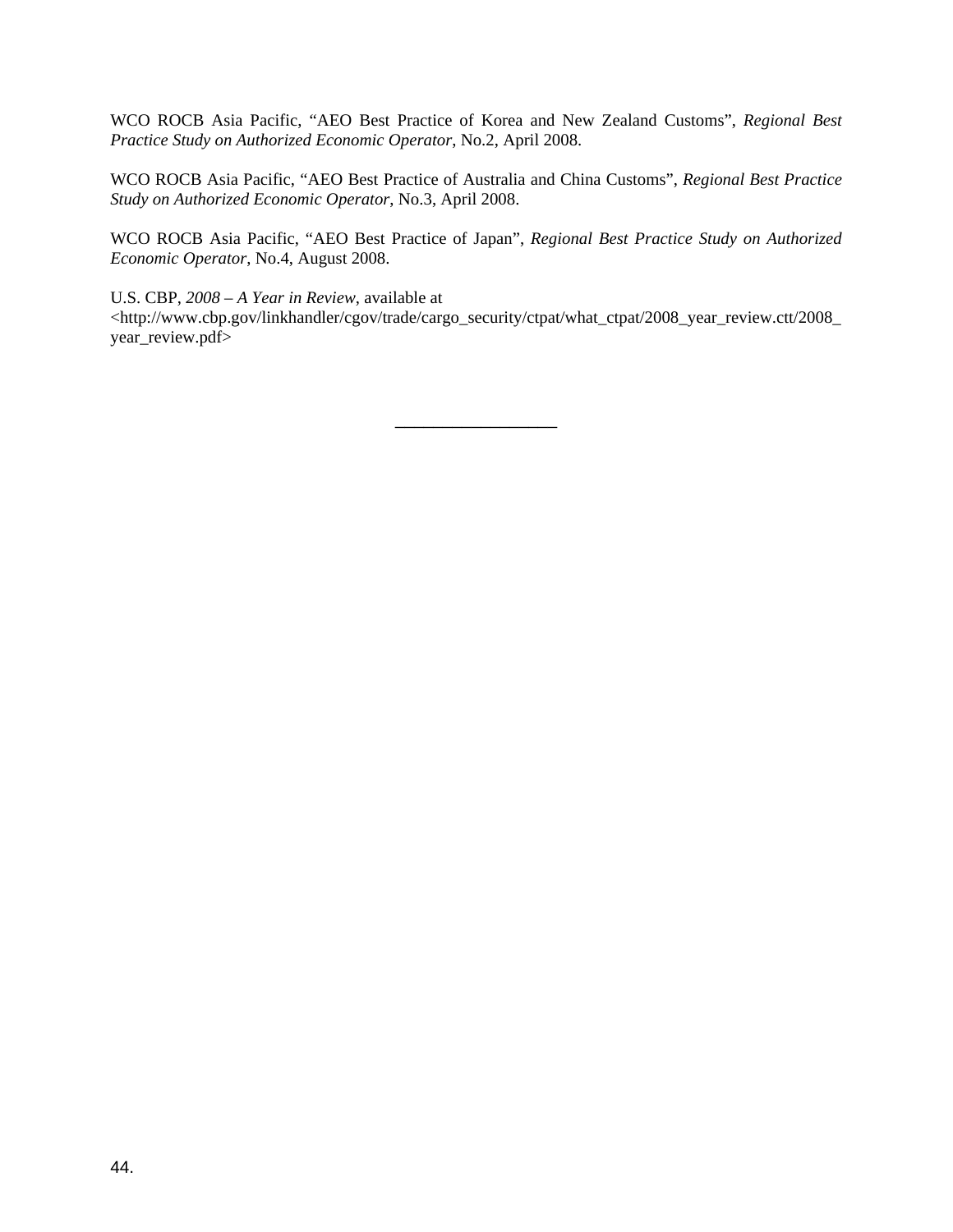WCO ROCB Asia Pacific, "AEO Best Practice of Korea and New Zealand Customs", *Regional Best Practice Study on Authorized Economic Operator*, No.2, April 2008.

WCO ROCB Asia Pacific, "AEO Best Practice of Australia and China Customs", *Regional Best Practice Study on Authorized Economic Operator*, No.3, April 2008.

WCO ROCB Asia Pacific, "AEO Best Practice of Japan", *Regional Best Practice Study on Authorized Economic Operator*, No.4, August 2008.

U.S. CBP, *2008 – A Year in Review*, available at <http://www.cbp.gov/linkhandler/cgov/trade/cargo_security/ctpat/what_ctpat/2008_year_review.ctt/2008_year_review.pdf>

---